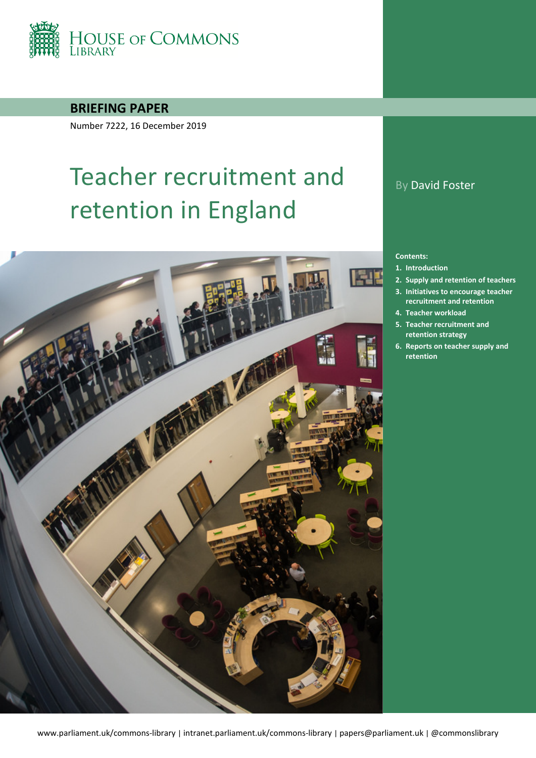HOUSE OF COMMONS LIBRARY

**BRIEFING PAPER**

Number 7222, 16 December 2019

# Teacher recruitment and retention in England

By David Foster

**Contents:**

1. **Introduction**
2. **Supply and retention of teachers**
3. **Initiatives to encourage teacher recruitment and retention**
4. **Teacher workload**
5. **Teacher recruitment and retention strategy**
6. **Reports on teacher supply and retention**

www.parliament.uk/commons-library | intranet.parliament.uk/commons-library | papers@parliament.uk | @commonslibrary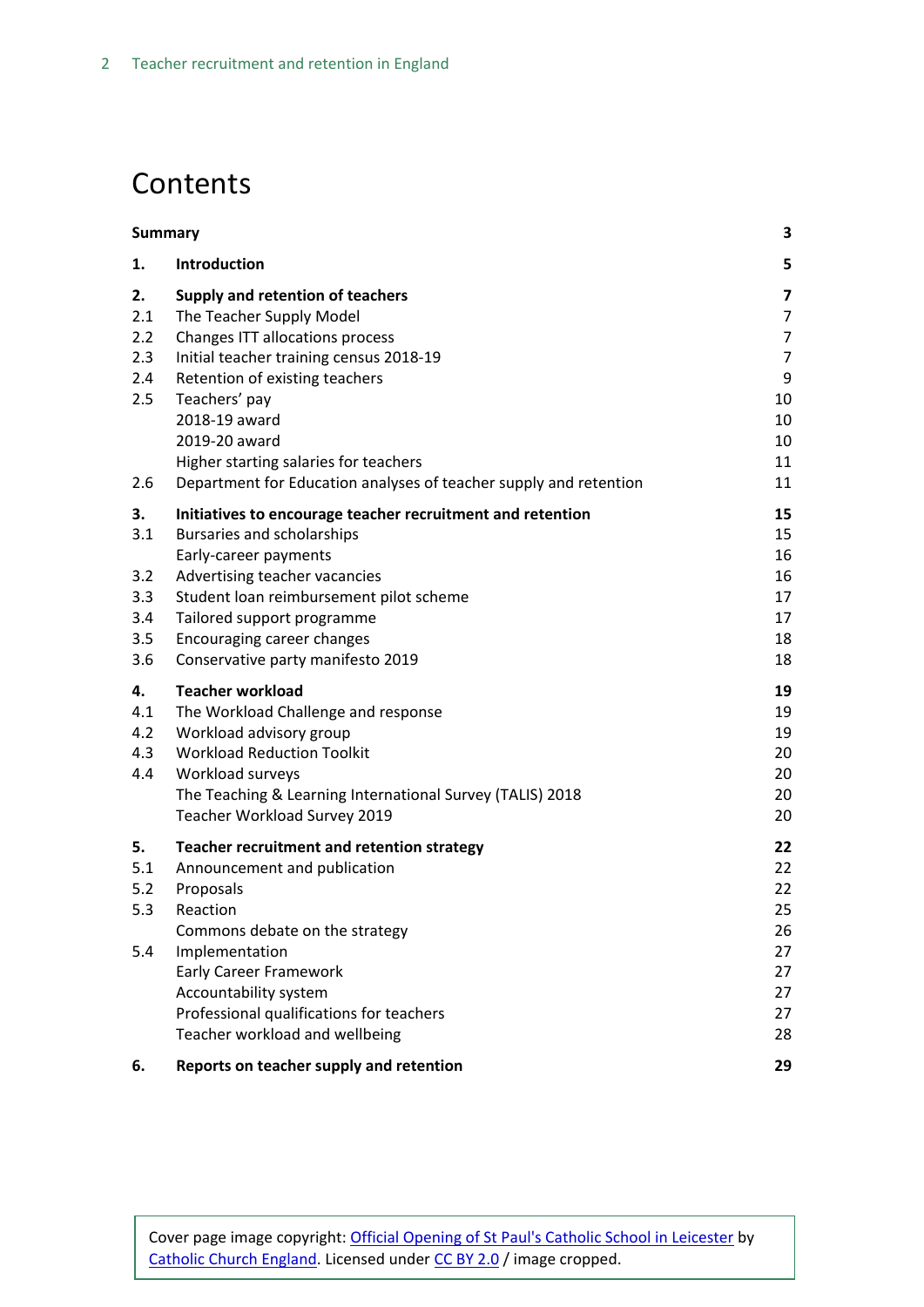# Contents

| | | |
|---|---|---|
| **Summary** | | **3** |
| **1.** | **Introduction** | **5** |
| **2.** | **Supply and retention of teachers** | **7** |
| 2.1 | The Teacher Supply Model | 7 |
| 2.2 | Changes ITT allocations process | 7 |
| 2.3 | Initial teacher training census 2018-19 | 7 |
| 2.4 | Retention of existing teachers | 9 |
| 2.5 | Teachers' pay | 10 |
| | 2018-19 award | 10 |
| | 2019-20 award | 10 |
| | Higher starting salaries for teachers | 11 |
| 2.6 | Department for Education analyses of teacher supply and retention | 11 |
| **3.** | **Initiatives to encourage teacher recruitment and retention** | **15** |
| 3.1 | Bursaries and scholarships | 15 |
| | Early-career payments | 16 |
| 3.2 | Advertising teacher vacancies | 16 |
| 3.3 | Student loan reimbursement pilot scheme | 17 |
| 3.4 | Tailored support programme | 17 |
| 3.5 | Encouraging career changes | 18 |
| 3.6 | Conservative party manifesto 2019 | 18 |
| **4.** | **Teacher workload** | **19** |
| 4.1 | The Workload Challenge and response | 19 |
| 4.2 | Workload advisory group | 19 |
| 4.3 | Workload Reduction Toolkit | 20 |
| 4.4 | Workload surveys | 20 |
| | The Teaching & Learning International Survey (TALIS) 2018 | 20 |
| | Teacher Workload Survey 2019 | 20 |
| **5.** | **Teacher recruitment and retention strategy** | **22** |
| 5.1 | Announcement and publication | 22 |
| 5.2 | Proposals | 22 |
| 5.3 | Reaction | 25 |
| | Commons debate on the strategy | 26 |
| 5.4 | Implementation | 27 |
| | Early Career Framework | 27 |
| | Accountability system | 27 |
| | Professional qualifications for teachers | 27 |
| | Teacher workload and wellbeing | 28 |
| **6.** | **Reports on teacher supply and retention** | **29** |

Cover page image copyright: Official Opening of St Paul's Catholic School in Leicester by Catholic Church England. Licensed under CC BY 2.0 / image cropped.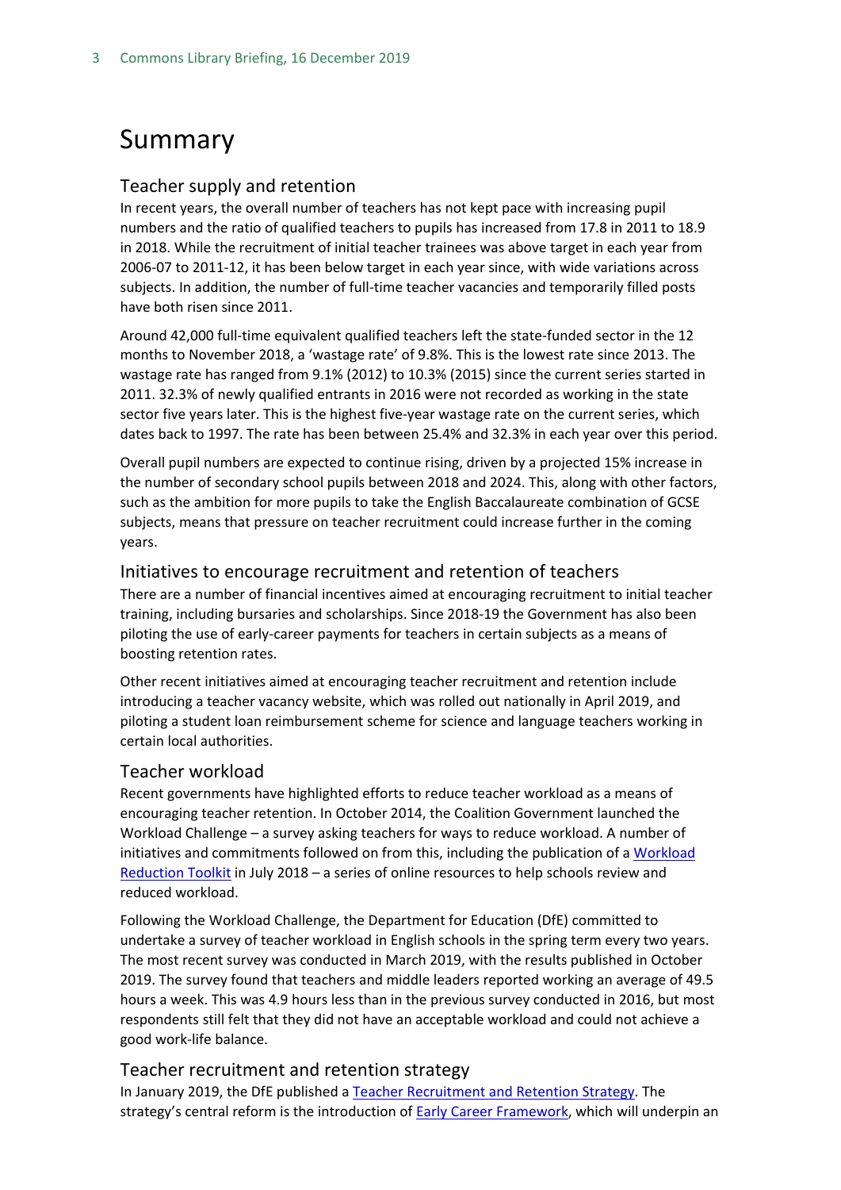# Summary

## Teacher supply and retention

In recent years, the overall number of teachers has not kept pace with increasing pupil numbers and the ratio of qualified teachers to pupils has increased from 17.8 in 2011 to 18.9 in 2018. While the recruitment of initial teacher trainees was above target in each year from 2006-07 to 2011-12, it has been below target in each year since, with wide variations across subjects. In addition, the number of full-time teacher vacancies and temporarily filled posts have both risen since 2011.

Around 42,000 full-time equivalent qualified teachers left the state-funded sector in the 12 months to November 2018, a 'wastage rate' of 9.8%. This is the lowest rate since 2013. The wastage rate has ranged from 9.1% (2012) to 10.3% (2015) since the current series started in 2011. 32.3% of newly qualified entrants in 2016 were not recorded as working in the state sector five years later. This is the highest five-year wastage rate on the current series, which dates back to 1997. The rate has been between 25.4% and 32.3% in each year over this period.

Overall pupil numbers are expected to continue rising, driven by a projected 15% increase in the number of secondary school pupils between 2018 and 2024. This, along with other factors, such as the ambition for more pupils to take the English Baccalaureate combination of GCSE subjects, means that pressure on teacher recruitment could increase further in the coming years.

## Initiatives to encourage recruitment and retention of teachers

There are a number of financial incentives aimed at encouraging recruitment to initial teacher training, including bursaries and scholarships. Since 2018-19 the Government has also been piloting the use of early-career payments for teachers in certain subjects as a means of boosting retention rates.

Other recent initiatives aimed at encouraging teacher recruitment and retention include introducing a teacher vacancy website, which was rolled out nationally in April 2019, and piloting a student loan reimbursement scheme for science and language teachers working in certain local authorities.

## Teacher workload

Recent governments have highlighted efforts to reduce teacher workload as a means of encouraging teacher retention. In October 2014, the Coalition Government launched the Workload Challenge – a survey asking teachers for ways to reduce workload. A number of initiatives and commitments followed on from this, including the publication of a Workload Reduction Toolkit in July 2018 – a series of online resources to help schools review and reduced workload.

Following the Workload Challenge, the Department for Education (DfE) committed to undertake a survey of teacher workload in English schools in the spring term every two years. The most recent survey was conducted in March 2019, with the results published in October 2019. The survey found that teachers and middle leaders reported working an average of 49.5 hours a week. This was 4.9 hours less than in the previous survey conducted in 2016, but most respondents still felt that they did not have an acceptable workload and could not achieve a good work-life balance.

## Teacher recruitment and retention strategy

In January 2019, the DfE published a Teacher Recruitment and Retention Strategy. The strategy's central reform is the introduction of Early Career Framework, which will underpin an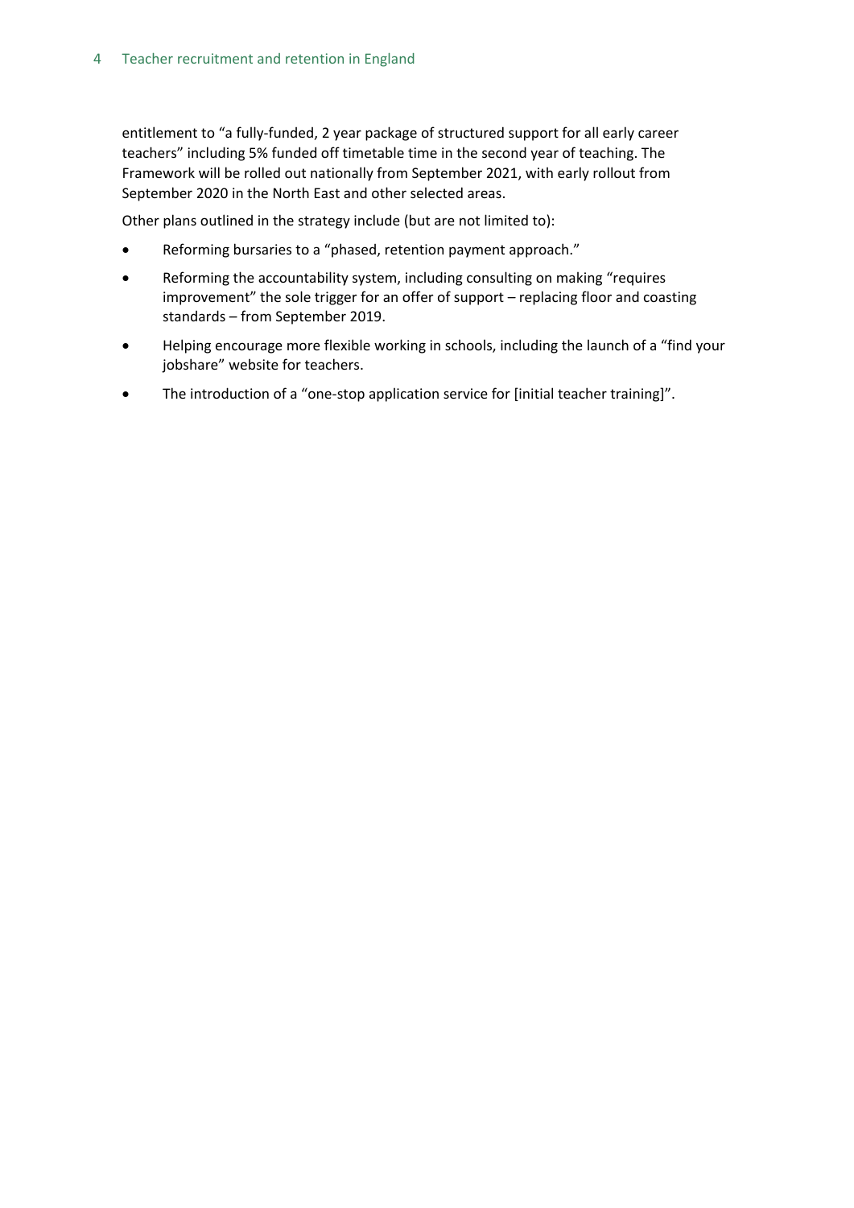entitlement to "a fully-funded, 2 year package of structured support for all early career teachers" including 5% funded off timetable time in the second year of teaching. The Framework will be rolled out nationally from September 2021, with early rollout from September 2020 in the North East and other selected areas.

Other plans outlined in the strategy include (but are not limited to):

- Reforming bursaries to a "phased, retention payment approach."
- Reforming the accountability system, including consulting on making "requires improvement" the sole trigger for an offer of support – replacing floor and coasting standards – from September 2019.
- Helping encourage more flexible working in schools, including the launch of a "find your jobshare" website for teachers.
- The introduction of a "one-stop application service for [initial teacher training]".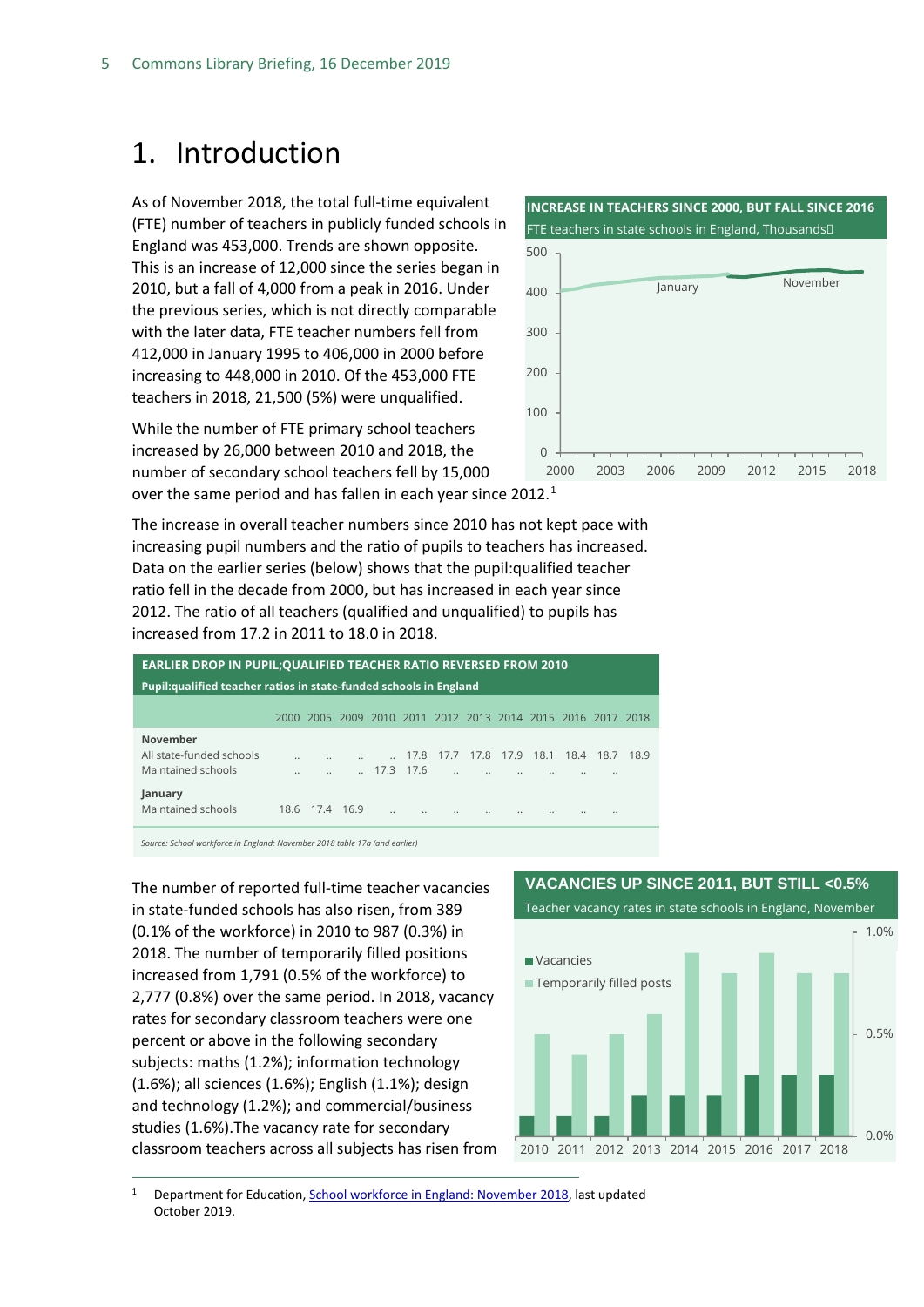# 1. Introduction

As of November 2018, the total full-time equivalent (FTE) number of teachers in publicly funded schools in England was 453,000. Trends are shown opposite. This is an increase of 12,000 since the series began in 2010, but a fall of 4,000 from a peak in 2016. Under the previous series, which is not directly comparable with the later data, FTE teacher numbers fell from 412,000 in January 1995 to 406,000 in 2000 before increasing to 448,000 in 2010. Of the 453,000 FTE teachers in 2018, 21,500 (5%) were unqualified.

**INCREASE IN TEACHERS SINCE 2000, BUT FALL SINCE 2016**

FTE teachers in state schools in England, Thousands

While the number of FTE primary school teachers increased by 26,000 between 2010 and 2018, the number of secondary school teachers fell by 15,000 over the same period and has fallen in each year since 2012.[1]

The increase in overall teacher numbers since 2010 has not kept pace with increasing pupil numbers and the ratio of pupils to teachers has increased. Data on the earlier series (below) shows that the pupil:qualified teacher ratio fell in the decade from 2000, but has increased in each year since 2012. The ratio of all teachers (qualified and unqualified) to pupils has increased from 17.2 in 2011 to 18.0 in 2018.

**EARLIER DROP IN PUPIL;QUALIFIED TEACHER RATIO REVERSED FROM 2010**

**Pupil:qualified teacher ratios in state-funded schools in England**

| | 2000 | 2005 | 2009 | 2010 | 2011 | 2012 | 2013 | 2014 | 2015 | 2016 | 2017 | 2018 |
|---|---|---|---|---|---|---|---|---|---|---|---|---|
| **November** | | | | | | | | | | | | |
| All state-funded schools | .. | .. | .. | .. | 17.8 | 17.7 | 17.8 | 17.9 | 18.1 | 18.4 | 18.7 | 18.9 |
| Maintained schools | .. | .. | .. | 17.3 | 17.6 | .. | .. | .. | .. | .. | .. | |
| **January** | | | | | | | | | | | | |
| Maintained schools | 18.6 | 17.4 | 16.9 | .. | .. | .. | .. | .. | .. | .. | .. | |

*Source: School workforce in England: November 2018 table 17a (and earlier)*

The number of reported full-time teacher vacancies in state-funded schools has also risen, from 389 (0.1% of the workforce) in 2010 to 987 (0.3%) in 2018. The number of temporarily filled positions increased from 1,791 (0.5% of the workforce) to 2,777 (0.8%) over the same period. In 2018, vacancy rates for secondary classroom teachers were one percent or above in the following secondary subjects: maths (1.2%); information technology (1.6%); all sciences (1.6%); English (1.1%); design and technology (1.2%); and commercial/business studies (1.6%).The vacancy rate for secondary classroom teachers across all subjects has risen from

**VACANCIES UP SINCE 2011, BUT STILL <0.5%**

Teacher vacancy rates in state schools in England, November

[1] Department for Education, School workforce in England: November 2018, last updated October 2019.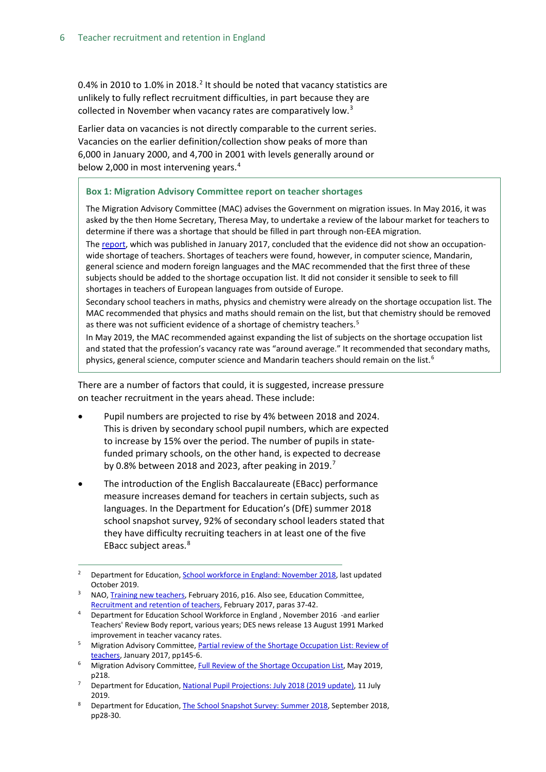0.4% in 2010 to 1.0% in 2018.[2] It should be noted that vacancy statistics are unlikely to fully reflect recruitment difficulties, in part because they are collected in November when vacancy rates are comparatively low.[3]

Earlier data on vacancies is not directly comparable to the current series. Vacancies on the earlier definition/collection show peaks of more than 6,000 in January 2000, and 4,700 in 2001 with levels generally around or below 2,000 in most intervening years.[4]

> **Box 1: Migration Advisory Committee report on teacher shortages**
>
> The Migration Advisory Committee (MAC) advises the Government on migration issues. In May 2016, it was asked by the then Home Secretary, Theresa May, to undertake a review of the labour market for teachers to determine if there was a shortage that should be filled in part through non-EEA migration.
>
> The report, which was published in January 2017, concluded that the evidence did not show an occupation-wide shortage of teachers. Shortages of teachers were found, however, in computer science, Mandarin, general science and modern foreign languages and the MAC recommended that the first three of these subjects should be added to the shortage occupation list. It did not consider it sensible to seek to fill shortages in teachers of European languages from outside of Europe.
>
> Secondary school teachers in maths, physics and chemistry were already on the shortage occupation list. The MAC recommended that physics and maths should remain on the list, but that chemistry should be removed as there was not sufficient evidence of a shortage of chemistry teachers.[5]
>
> In May 2019, the MAC recommended against expanding the list of subjects on the shortage occupation list and stated that the profession's vacancy rate was "around average." It recommended that secondary maths, physics, general science, computer science and Mandarin teachers should remain on the list.[6]

There are a number of factors that could, it is suggested, increase pressure on teacher recruitment in the years ahead. These include:

- Pupil numbers are projected to rise by 4% between 2018 and 2024. This is driven by secondary school pupil numbers, which are expected to increase by 15% over the period. The number of pupils in state-funded primary schools, on the other hand, is expected to decrease by 0.8% between 2018 and 2023, after peaking in 2019.[7]
- The introduction of the English Baccalaureate (EBacc) performance measure increases demand for teachers in certain subjects, such as languages. In the Department for Education's (DfE) summer 2018 school snapshot survey, 92% of secondary school leaders stated that they have difficulty recruiting teachers in at least one of the five EBacc subject areas.[8]

---

[2] Department for Education, School workforce in England: November 2018, last updated October 2019.

[3] NAO, Training new teachers, February 2016, p16. Also see, Education Committee, Recruitment and retention of teachers, February 2017, paras 37-42.

[4] Department for Education School Workforce in England , November 2016 -and earlier Teachers' Review Body report, various years; DES news release 13 August 1991 Marked improvement in teacher vacancy rates.

[5] Migration Advisory Committee, Partial review of the Shortage Occupation List: Review of teachers, January 2017, pp145-6.

[6] Migration Advisory Committee, Full Review of the Shortage Occupation List, May 2019, p218.

[7] Department for Education, National Pupil Projections: July 2018 (2019 update), 11 July 2019.

[8] Department for Education, The School Snapshot Survey: Summer 2018, September 2018, pp28-30.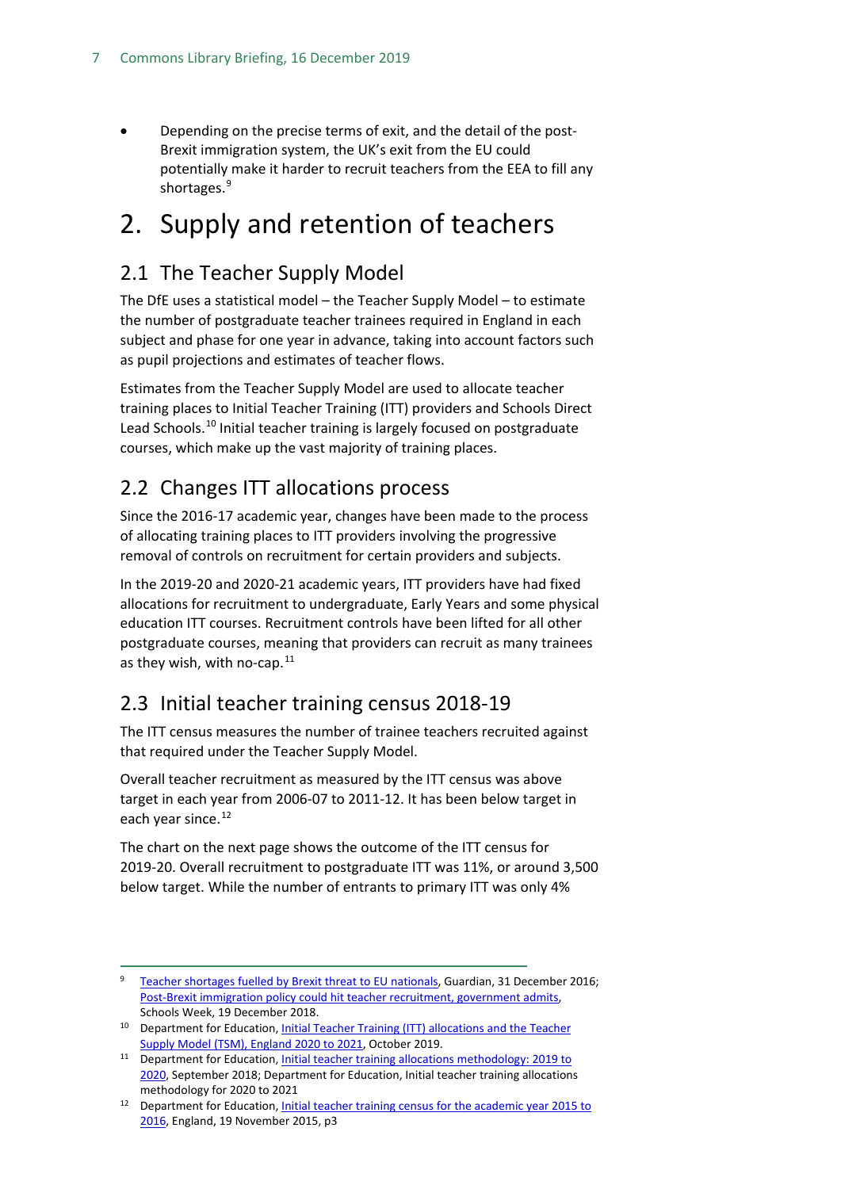- Depending on the precise terms of exit, and the detail of the post-Brexit immigration system, the UK's exit from the EU could potentially make it harder to recruit teachers from the EEA to fill any shortages.[9]

# 2. Supply and retention of teachers

## 2.1 The Teacher Supply Model

The DfE uses a statistical model – the Teacher Supply Model – to estimate the number of postgraduate teacher trainees required in England in each subject and phase for one year in advance, taking into account factors such as pupil projections and estimates of teacher flows.

Estimates from the Teacher Supply Model are used to allocate teacher training places to Initial Teacher Training (ITT) providers and Schools Direct Lead Schools.[10] Initial teacher training is largely focused on postgraduate courses, which make up the vast majority of training places.

## 2.2 Changes ITT allocations process

Since the 2016-17 academic year, changes have been made to the process of allocating training places to ITT providers involving the progressive removal of controls on recruitment for certain providers and subjects.

In the 2019-20 and 2020-21 academic years, ITT providers have had fixed allocations for recruitment to undergraduate, Early Years and some physical education ITT courses. Recruitment controls have been lifted for all other postgraduate courses, meaning that providers can recruit as many trainees as they wish, with no-cap.[11]

## 2.3 Initial teacher training census 2018-19

The ITT census measures the number of trainee teachers recruited against that required under the Teacher Supply Model.

Overall teacher recruitment as measured by the ITT census was above target in each year from 2006-07 to 2011-12. It has been below target in each year since.[12]

The chart on the next page shows the outcome of the ITT census for 2019-20. Overall recruitment to postgraduate ITT was 11%, or around 3,500 below target. While the number of entrants to primary ITT was only 4%

---

[9] Teacher shortages fuelled by Brexit threat to EU nationals, Guardian, 31 December 2016; Post-Brexit immigration policy could hit teacher recruitment, government admits, Schools Week, 19 December 2018.

[10] Department for Education, Initial Teacher Training (ITT) allocations and the Teacher Supply Model (TSM), England 2020 to 2021, October 2019.

[11] Department for Education, Initial teacher training allocations methodology: 2019 to 2020, September 2018; Department for Education, Initial teacher training allocations methodology for 2020 to 2021

[12] Department for Education, Initial teacher training census for the academic year 2015 to 2016, England, 19 November 2015, p3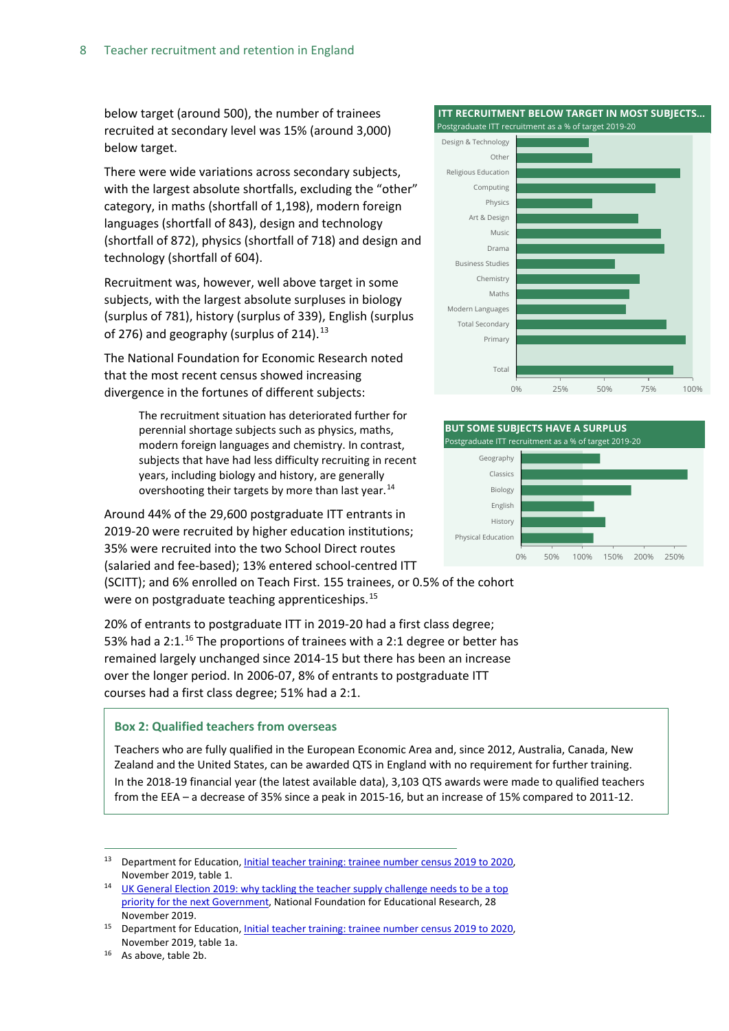below target (around 500), the number of trainees recruited at secondary level was 15% (around 3,000) below target.

There were wide variations across secondary subjects, with the largest absolute shortfalls, excluding the "other" category, in maths (shortfall of 1,198), modern foreign languages (shortfall of 843), design and technology (shortfall of 872), physics (shortfall of 718) and design and technology (shortfall of 604).

Recruitment was, however, well above target in some subjects, with the largest absolute surpluses in biology (surplus of 781), history (surplus of 339), English (surplus of 276) and geography (surplus of 214).[13]

The National Foundation for Economic Research noted that the most recent census showed increasing divergence in the fortunes of different subjects:

> The recruitment situation has deteriorated further for perennial shortage subjects such as physics, maths, modern foreign languages and chemistry. In contrast, subjects that have had less difficulty recruiting in recent years, including biology and history, are generally overshooting their targets by more than last year.[14]

**ITT RECRUITMENT BELOW TARGET IN MOST SUBJECTS...**
Postgraduate ITT recruitment as a % of target 2019-20

Design & Technology, Other, Religious Education, Computing, Physics, Art & Design, Music, Drama, Business Studies, Chemistry, Maths, Modern Languages, Total Secondary, Primary, Total

0%, 25%, 50%, 75%, 100%

**BUT SOME SUBJECTS HAVE A SURPLUS**
Postgraduate ITT recruitment as a % of target 2019-20

Geography, Classics, Biology, English, History, Physical Education

0%, 50%, 100%, 150%, 200%, 250%

Around 44% of the 29,600 postgraduate ITT entrants in 2019-20 were recruited by higher education institutions; 35% were recruited into the two School Direct routes (salaried and fee-based); 13% entered school-centred ITT (SCITT); and 6% enrolled on Teach First. 155 trainees, or 0.5% of the cohort were on postgraduate teaching apprenticeships.[15]

20% of entrants to postgraduate ITT in 2019-20 had a first class degree; 53% had a 2:1.[16] The proportions of trainees with a 2:1 degree or better has remained largely unchanged since 2014-15 but there has been an increase over the longer period. In 2006-07, 8% of entrants to postgraduate ITT courses had a first class degree; 51% had a 2:1.

### Box 2: Qualified teachers from overseas

Teachers who are fully qualified in the European Economic Area and, since 2012, Australia, Canada, New Zealand and the United States, can be awarded QTS in England with no requirement for further training. In the 2018-19 financial year (the latest available data), 3,103 QTS awards were made to qualified teachers from the EEA – a decrease of 35% since a peak in 2015-16, but an increase of 15% compared to 2011-12.

---

[13] Department for Education, Initial teacher training: trainee number census 2019 to 2020, November 2019, table 1.

[14] UK General Election 2019: why tackling the teacher supply challenge needs to be a top priority for the next Government, National Foundation for Educational Research, 28 November 2019.

[15] Department for Education, Initial teacher training: trainee number census 2019 to 2020, November 2019, table 1a.

[16] As above, table 2b.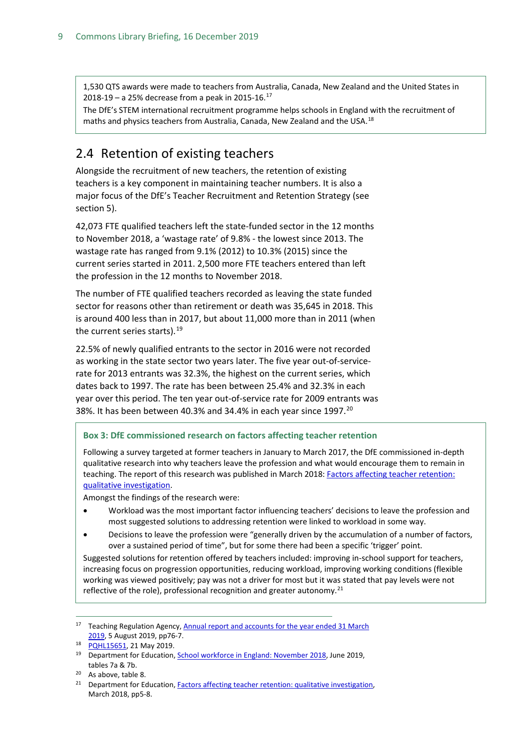1,530 QTS awards were made to teachers from Australia, Canada, New Zealand and the United States in 2018-19 – a 25% decrease from a peak in 2015-16.[17]

The DfE's STEM international recruitment programme helps schools in England with the recruitment of maths and physics teachers from Australia, Canada, New Zealand and the USA.[18]

## 2.4 Retention of existing teachers

Alongside the recruitment of new teachers, the retention of existing teachers is a key component in maintaining teacher numbers. It is also a major focus of the DfE's Teacher Recruitment and Retention Strategy (see section 5).

42,073 FTE qualified teachers left the state-funded sector in the 12 months to November 2018, a 'wastage rate' of 9.8% - the lowest since 2013. The wastage rate has ranged from 9.1% (2012) to 10.3% (2015) since the current series started in 2011. 2,500 more FTE teachers entered than left the profession in the 12 months to November 2018.

The number of FTE qualified teachers recorded as leaving the state funded sector for reasons other than retirement or death was 35,645 in 2018. This is around 400 less than in 2017, but about 11,000 more than in 2011 (when the current series starts).[19]

22.5% of newly qualified entrants to the sector in 2016 were not recorded as working in the state sector two years later. The five year out-of-service-rate for 2013 entrants was 32.3%, the highest on the current series, which dates back to 1997. The rate has been between 25.4% and 32.3% in each year over this period. The ten year out-of-service rate for 2009 entrants was 38%. It has been between 40.3% and 34.4% in each year since 1997.[20]

### Box 3: DfE commissioned research on factors affecting teacher retention

Following a survey targeted at former teachers in January to March 2017, the DfE commissioned in-depth qualitative research into why teachers leave the profession and what would encourage them to remain in teaching. The report of this research was published in March 2018: Factors affecting teacher retention: qualitative investigation.

Amongst the findings of the research were:

- Workload was the most important factor influencing teachers' decisions to leave the profession and most suggested solutions to addressing retention were linked to workload in some way.
- Decisions to leave the profession were "generally driven by the accumulation of a number of factors, over a sustained period of time", but for some there had been a specific 'trigger' point.

Suggested solutions for retention offered by teachers included: improving in-school support for teachers, increasing focus on progression opportunities, reducing workload, improving working conditions (flexible working was viewed positively; pay was not a driver for most but it was stated that pay levels were not reflective of the role), professional recognition and greater autonomy.[21]

---

[17] Teaching Regulation Agency, Annual report and accounts for the year ended 31 March 2019, 5 August 2019, pp76-7.

[18] PQHL15651, 21 May 2019.

[19] Department for Education, School workforce in England: November 2018, June 2019, tables 7a & 7b.

[20] As above, table 8.

[21] Department for Education, Factors affecting teacher retention: qualitative investigation, March 2018, pp5-8.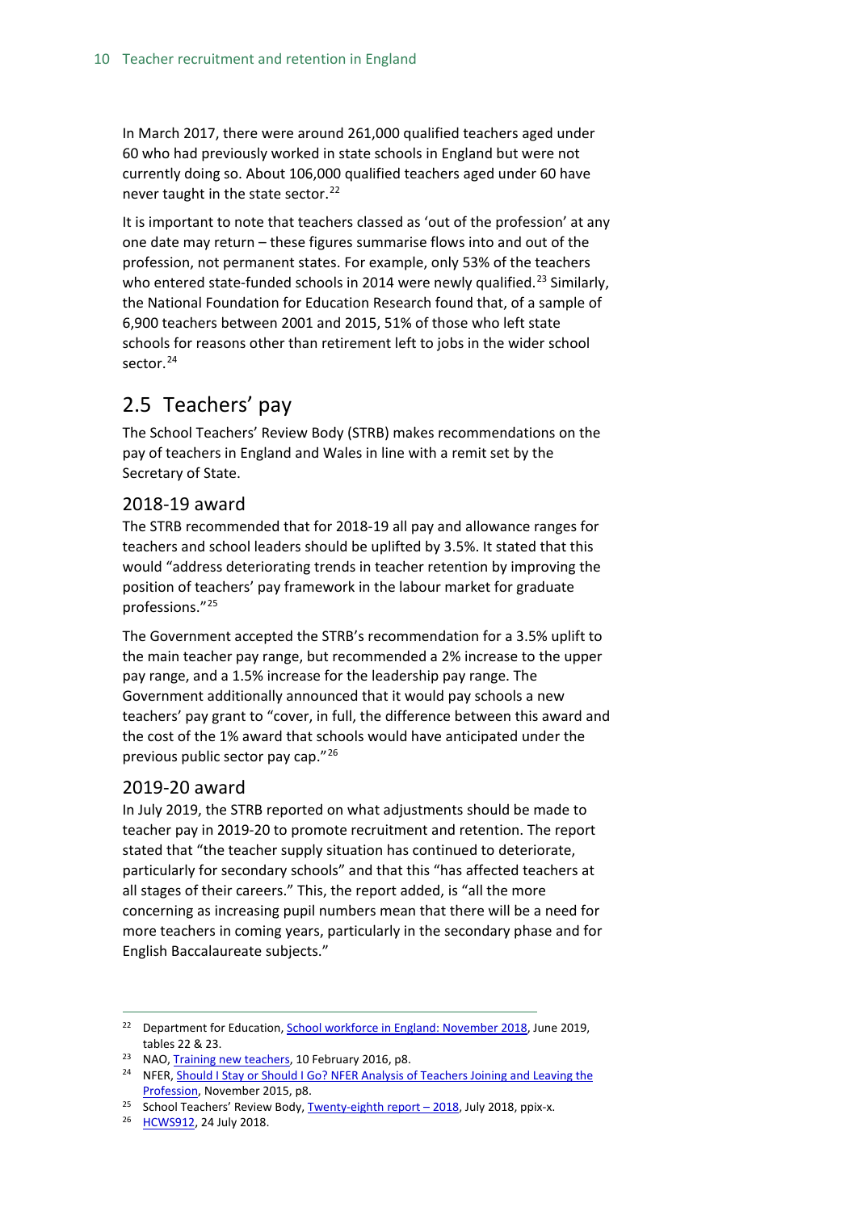In March 2017, there were around 261,000 qualified teachers aged under 60 who had previously worked in state schools in England but were not currently doing so. About 106,000 qualified teachers aged under 60 have never taught in the state sector.[22]

It is important to note that teachers classed as 'out of the profession' at any one date may return – these figures summarise flows into and out of the profession, not permanent states. For example, only 53% of the teachers who entered state-funded schools in 2014 were newly qualified.[23] Similarly, the National Foundation for Education Research found that, of a sample of 6,900 teachers between 2001 and 2015, 51% of those who left state schools for reasons other than retirement left to jobs in the wider school sector.[24]

## 2.5 Teachers' pay

The School Teachers' Review Body (STRB) makes recommendations on the pay of teachers in England and Wales in line with a remit set by the Secretary of State.

### 2018-19 award

The STRB recommended that for 2018-19 all pay and allowance ranges for teachers and school leaders should be uplifted by 3.5%. It stated that this would "address deteriorating trends in teacher retention by improving the position of teachers' pay framework in the labour market for graduate professions."[25]

The Government accepted the STRB's recommendation for a 3.5% uplift to the main teacher pay range, but recommended a 2% increase to the upper pay range, and a 1.5% increase for the leadership pay range. The Government additionally announced that it would pay schools a new teachers' pay grant to "cover, in full, the difference between this award and the cost of the 1% award that schools would have anticipated under the previous public sector pay cap."[26]

### 2019-20 award

In July 2019, the STRB reported on what adjustments should be made to teacher pay in 2019-20 to promote recruitment and retention. The report stated that "the teacher supply situation has continued to deteriorate, particularly for secondary schools" and that this "has affected teachers at all stages of their careers." This, the report added, is "all the more concerning as increasing pupil numbers mean that there will be a need for more teachers in coming years, particularly in the secondary phase and for English Baccalaureate subjects."

---

[22] Department for Education, School workforce in England: November 2018, June 2019, tables 22 & 23.

[23] NAO, Training new teachers, 10 February 2016, p8.

[24] NFER, Should I Stay or Should I Go? NFER Analysis of Teachers Joining and Leaving the Profession, November 2015, p8.

[25] School Teachers' Review Body, Twenty-eighth report – 2018, July 2018, ppix-x.

[26] HCWS912, 24 July 2018.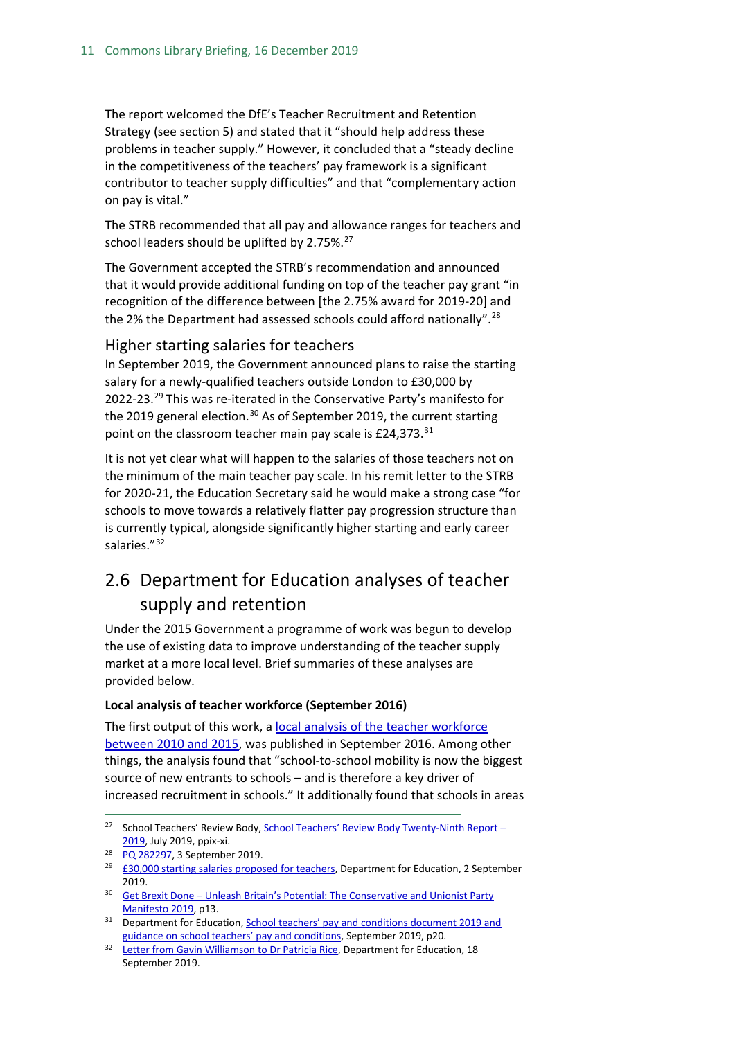The report welcomed the DfE's Teacher Recruitment and Retention Strategy (see section 5) and stated that it "should help address these problems in teacher supply." However, it concluded that a "steady decline in the competitiveness of the teachers' pay framework is a significant contributor to teacher supply difficulties" and that "complementary action on pay is vital."

The STRB recommended that all pay and allowance ranges for teachers and school leaders should be uplifted by 2.75%.[27]

The Government accepted the STRB's recommendation and announced that it would provide additional funding on top of the teacher pay grant "in recognition of the difference between [the 2.75% award for 2019-20] and the 2% the Department had assessed schools could afford nationally".[28]

### Higher starting salaries for teachers

In September 2019, the Government announced plans to raise the starting salary for a newly-qualified teachers outside London to £30,000 by 2022-23.[29] This was re-iterated in the Conservative Party's manifesto for the 2019 general election.[30] As of September 2019, the current starting point on the classroom teacher main pay scale is £24,373.[31]

It is not yet clear what will happen to the salaries of those teachers not on the minimum of the main teacher pay scale. In his remit letter to the STRB for 2020-21, the Education Secretary said he would make a strong case "for schools to move towards a relatively flatter pay progression structure than is currently typical, alongside significantly higher starting and early career salaries."[32]

## 2.6 Department for Education analyses of teacher supply and retention

Under the 2015 Government a programme of work was begun to develop the use of existing data to improve understanding of the teacher supply market at a more local level. Brief summaries of these analyses are provided below.

**Local analysis of teacher workforce (September 2016)**

The first output of this work, a local analysis of the teacher workforce between 2010 and 2015, was published in September 2016. Among other things, the analysis found that "school-to-school mobility is now the biggest source of new entrants to schools – and is therefore a key driver of increased recruitment in schools." It additionally found that schools in areas

---

[27] School Teachers' Review Body, School Teachers' Review Body Twenty-Ninth Report – 2019, July 2019, ppix-xi.

[28] PQ 282297, 3 September 2019.

[29] £30,000 starting salaries proposed for teachers, Department for Education, 2 September 2019.

[30] Get Brexit Done – Unleash Britain's Potential: The Conservative and Unionist Party Manifesto 2019, p13.

[31] Department for Education, School teachers' pay and conditions document 2019 and guidance on school teachers' pay and conditions, September 2019, p20.

[32] Letter from Gavin Williamson to Dr Patricia Rice, Department for Education, 18 September 2019.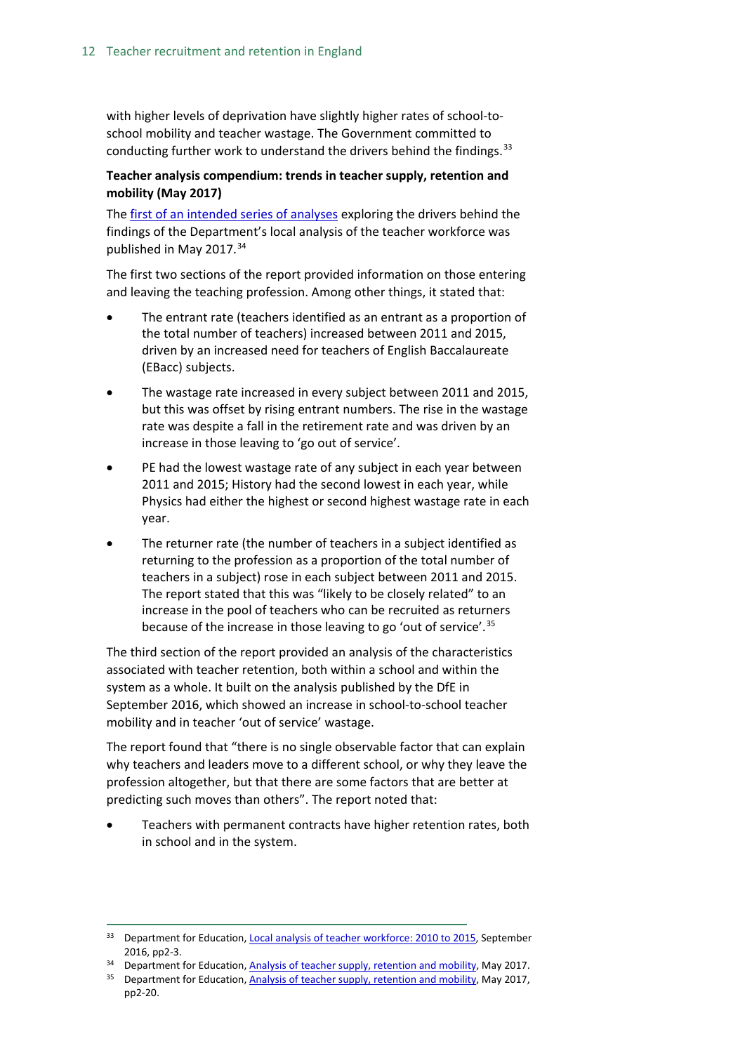with higher levels of deprivation have slightly higher rates of school-to-school mobility and teacher wastage. The Government committed to conducting further work to understand the drivers behind the findings.[33]

**Teacher analysis compendium: trends in teacher supply, retention and mobility (May 2017)**

The first of an intended series of analyses exploring the drivers behind the findings of the Department's local analysis of the teacher workforce was published in May 2017.[34]

The first two sections of the report provided information on those entering and leaving the teaching profession. Among other things, it stated that:

- The entrant rate (teachers identified as an entrant as a proportion of the total number of teachers) increased between 2011 and 2015, driven by an increased need for teachers of English Baccalaureate (EBacc) subjects.
- The wastage rate increased in every subject between 2011 and 2015, but this was offset by rising entrant numbers. The rise in the wastage rate was despite a fall in the retirement rate and was driven by an increase in those leaving to 'go out of service'.
- PE had the lowest wastage rate of any subject in each year between 2011 and 2015; History had the second lowest in each year, while Physics had either the highest or second highest wastage rate in each year.
- The returner rate (the number of teachers in a subject identified as returning to the profession as a proportion of the total number of teachers in a subject) rose in each subject between 2011 and 2015. The report stated that this was "likely to be closely related" to an increase in the pool of teachers who can be recruited as returners because of the increase in those leaving to go 'out of service'.[35]

The third section of the report provided an analysis of the characteristics associated with teacher retention, both within a school and within the system as a whole. It built on the analysis published by the DfE in September 2016, which showed an increase in school-to-school teacher mobility and in teacher 'out of service' wastage.

The report found that "there is no single observable factor that can explain why teachers and leaders move to a different school, or why they leave the profession altogether, but that there are some factors that are better at predicting such moves than others". The report noted that:

- Teachers with permanent contracts have higher retention rates, both in school and in the system.

[33] Department for Education, Local analysis of teacher workforce: 2010 to 2015, September 2016, pp2-3.

[34] Department for Education, Analysis of teacher supply, retention and mobility, May 2017.

[35] Department for Education, Analysis of teacher supply, retention and mobility, May 2017, pp2-20.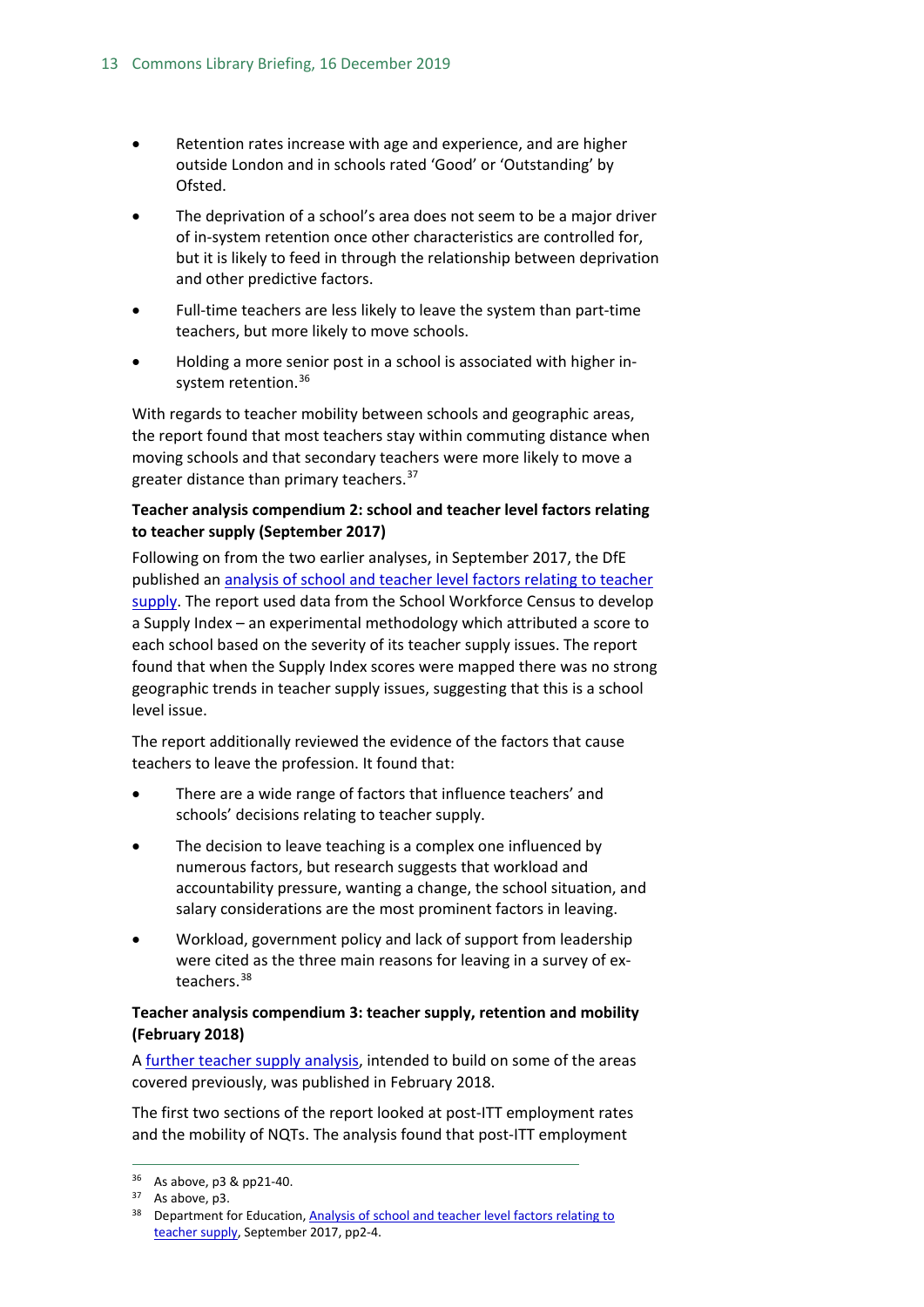- Retention rates increase with age and experience, and are higher outside London and in schools rated 'Good' or 'Outstanding' by Ofsted.
- The deprivation of a school's area does not seem to be a major driver of in-system retention once other characteristics are controlled for, but it is likely to feed in through the relationship between deprivation and other predictive factors.
- Full-time teachers are less likely to leave the system than part-time teachers, but more likely to move schools.
- Holding a more senior post in a school is associated with higher in-system retention.[36]

With regards to teacher mobility between schools and geographic areas, the report found that most teachers stay within commuting distance when moving schools and that secondary teachers were more likely to move a greater distance than primary teachers.[37]

**Teacher analysis compendium 2: school and teacher level factors relating to teacher supply (September 2017)**

Following on from the two earlier analyses, in September 2017, the DfE published an analysis of school and teacher level factors relating to teacher supply. The report used data from the School Workforce Census to develop a Supply Index – an experimental methodology which attributed a score to each school based on the severity of its teacher supply issues. The report found that when the Supply Index scores were mapped there was no strong geographic trends in teacher supply issues, suggesting that this is a school level issue.

The report additionally reviewed the evidence of the factors that cause teachers to leave the profession. It found that:

- There are a wide range of factors that influence teachers' and schools' decisions relating to teacher supply.
- The decision to leave teaching is a complex one influenced by numerous factors, but research suggests that workload and accountability pressure, wanting a change, the school situation, and salary considerations are the most prominent factors in leaving.
- Workload, government policy and lack of support from leadership were cited as the three main reasons for leaving in a survey of ex-teachers.[38]

**Teacher analysis compendium 3: teacher supply, retention and mobility (February 2018)**

A further teacher supply analysis, intended to build on some of the areas covered previously, was published in February 2018.

The first two sections of the report looked at post-ITT employment rates and the mobility of NQTs. The analysis found that post-ITT employment

---

[36] As above, p3 & pp21-40.

[37] As above, p3.

[38] Department for Education, Analysis of school and teacher level factors relating to teacher supply, September 2017, pp2-4.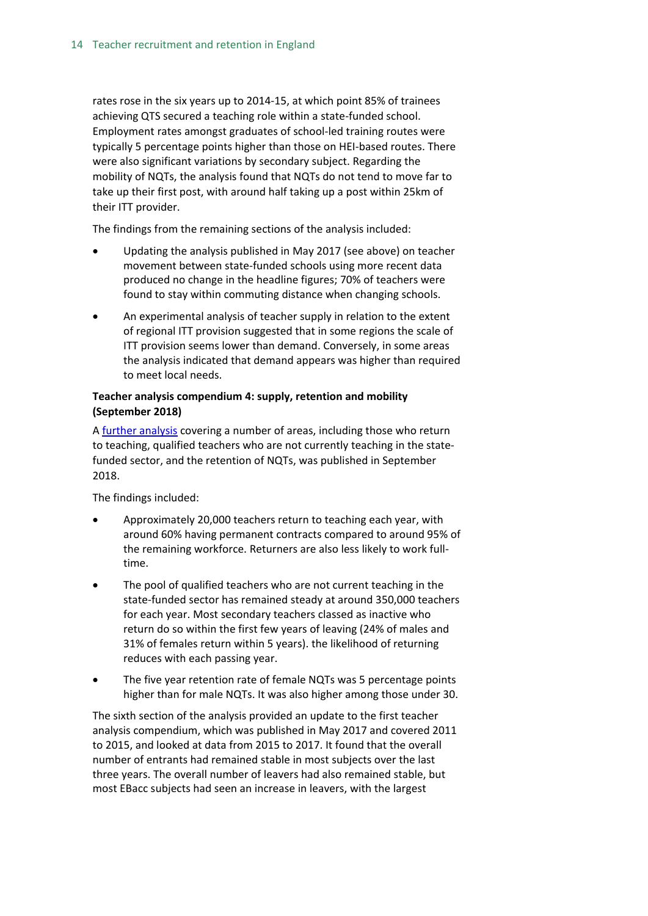rates rose in the six years up to 2014-15, at which point 85% of trainees achieving QTS secured a teaching role within a state-funded school. Employment rates amongst graduates of school-led training routes were typically 5 percentage points higher than those on HEI-based routes. There were also significant variations by secondary subject. Regarding the mobility of NQTs, the analysis found that NQTs do not tend to move far to take up their first post, with around half taking up a post within 25km of their ITT provider.

The findings from the remaining sections of the analysis included:

- Updating the analysis published in May 2017 (see above) on teacher movement between state-funded schools using more recent data produced no change in the headline figures; 70% of teachers were found to stay within commuting distance when changing schools.
- An experimental analysis of teacher supply in relation to the extent of regional ITT provision suggested that in some regions the scale of ITT provision seems lower than demand. Conversely, in some areas the analysis indicated that demand appears was higher than required to meet local needs.

**Teacher analysis compendium 4: supply, retention and mobility (September 2018)**

A further analysis covering a number of areas, including those who return to teaching, qualified teachers who are not currently teaching in the state-funded sector, and the retention of NQTs, was published in September 2018.

The findings included:

- Approximately 20,000 teachers return to teaching each year, with around 60% having permanent contracts compared to around 95% of the remaining workforce. Returners are also less likely to work full-time.
- The pool of qualified teachers who are not current teaching in the state-funded sector has remained steady at around 350,000 teachers for each year. Most secondary teachers classed as inactive who return do so within the first few years of leaving (24% of males and 31% of females return within 5 years). the likelihood of returning reduces with each passing year.
- The five year retention rate of female NQTs was 5 percentage points higher than for male NQTs. It was also higher among those under 30.

The sixth section of the analysis provided an update to the first teacher analysis compendium, which was published in May 2017 and covered 2011 to 2015, and looked at data from 2015 to 2017. It found that the overall number of entrants had remained stable in most subjects over the last three years. The overall number of leavers had also remained stable, but most EBacc subjects had seen an increase in leavers, with the largest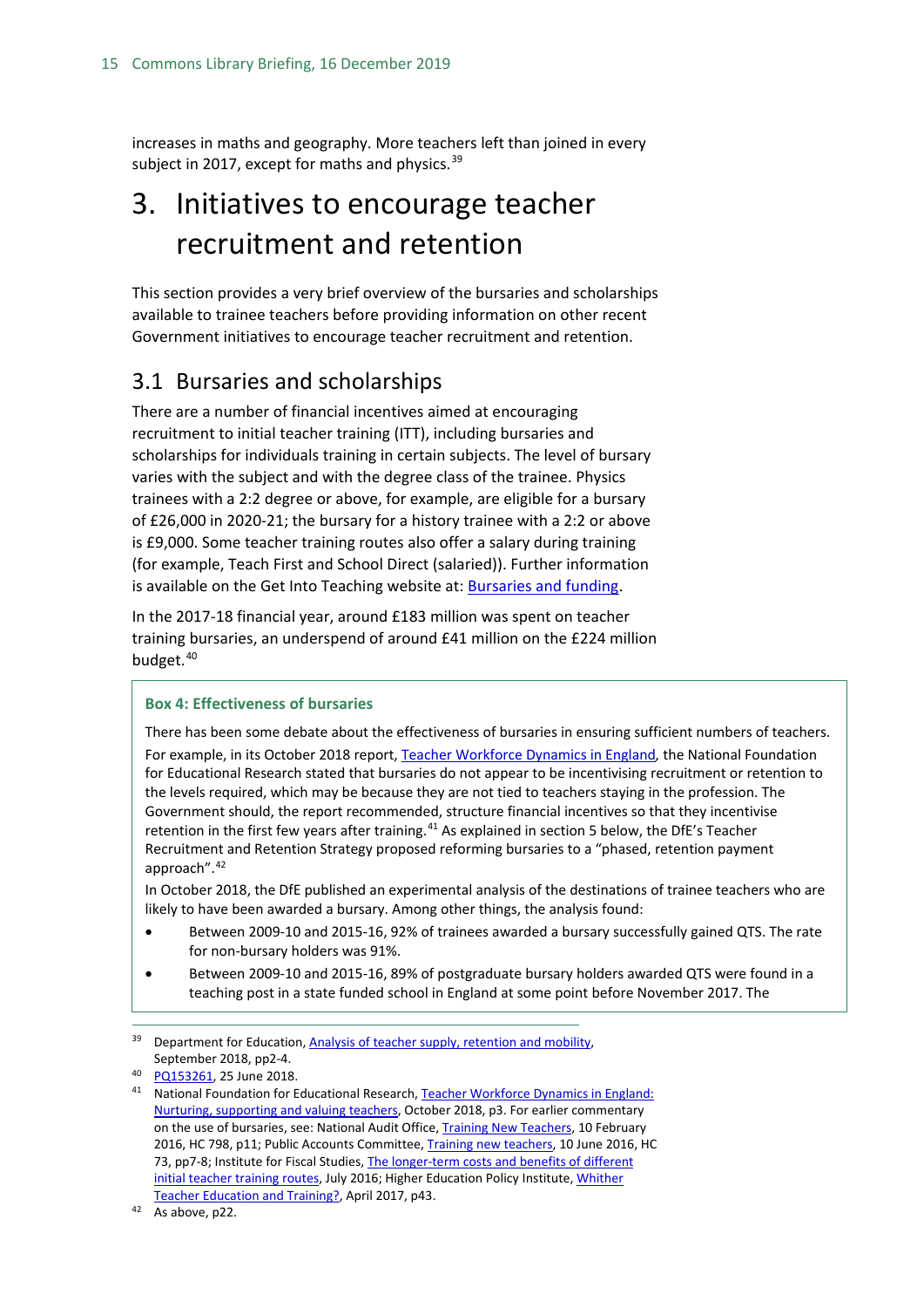increases in maths and geography. More teachers left than joined in every subject in 2017, except for maths and physics.[39]

# 3. Initiatives to encourage teacher recruitment and retention

This section provides a very brief overview of the bursaries and scholarships available to trainee teachers before providing information on other recent Government initiatives to encourage teacher recruitment and retention.

## 3.1 Bursaries and scholarships

There are a number of financial incentives aimed at encouraging recruitment to initial teacher training (ITT), including bursaries and scholarships for individuals training in certain subjects. The level of bursary varies with the subject and with the degree class of the trainee. Physics trainees with a 2:2 degree or above, for example, are eligible for a bursary of £26,000 in 2020-21; the bursary for a history trainee with a 2:2 or above is £9,000. Some teacher training routes also offer a salary during training (for example, Teach First and School Direct (salaried)). Further information is available on the Get Into Teaching website at: Bursaries and funding.

In the 2017-18 financial year, around £183 million was spent on teacher training bursaries, an underspend of around £41 million on the £224 million budget.[40]

> **Box 4: Effectiveness of bursaries**
>
> There has been some debate about the effectiveness of bursaries in ensuring sufficient numbers of teachers. For example, in its October 2018 report, Teacher Workforce Dynamics in England, the National Foundation for Educational Research stated that bursaries do not appear to be incentivising recruitment or retention to the levels required, which may be because they are not tied to teachers staying in the profession. The Government should, the report recommended, structure financial incentives so that they incentivise retention in the first few years after training.[41] As explained in section 5 below, the DfE's Teacher Recruitment and Retention Strategy proposed reforming bursaries to a "phased, retention payment approach".[42]
>
> In October 2018, the DfE published an experimental analysis of the destinations of trainee teachers who are likely to have been awarded a bursary. Among other things, the analysis found:
>
> - Between 2009-10 and 2015-16, 92% of trainees awarded a bursary successfully gained QTS. The rate for non-bursary holders was 91%.
> - Between 2009-10 and 2015-16, 89% of postgraduate bursary holders awarded QTS were found in a teaching post in a state funded school in England at some point before November 2017. The

---

[39] Department for Education, Analysis of teacher supply, retention and mobility, September 2018, pp2-4.

[40] PQ153261, 25 June 2018.

[41] National Foundation for Educational Research, Teacher Workforce Dynamics in England: Nurturing, supporting and valuing teachers, October 2018, p3. For earlier commentary on the use of bursaries, see: National Audit Office, Training New Teachers, 10 February 2016, HC 798, p11; Public Accounts Committee, Training new teachers, 10 June 2016, HC 73, pp7-8; Institute for Fiscal Studies, The longer-term costs and benefits of different initial teacher training routes, July 2016; Higher Education Policy Institute, Whither Teacher Education and Training?, April 2017, p43.

[42] As above, p22.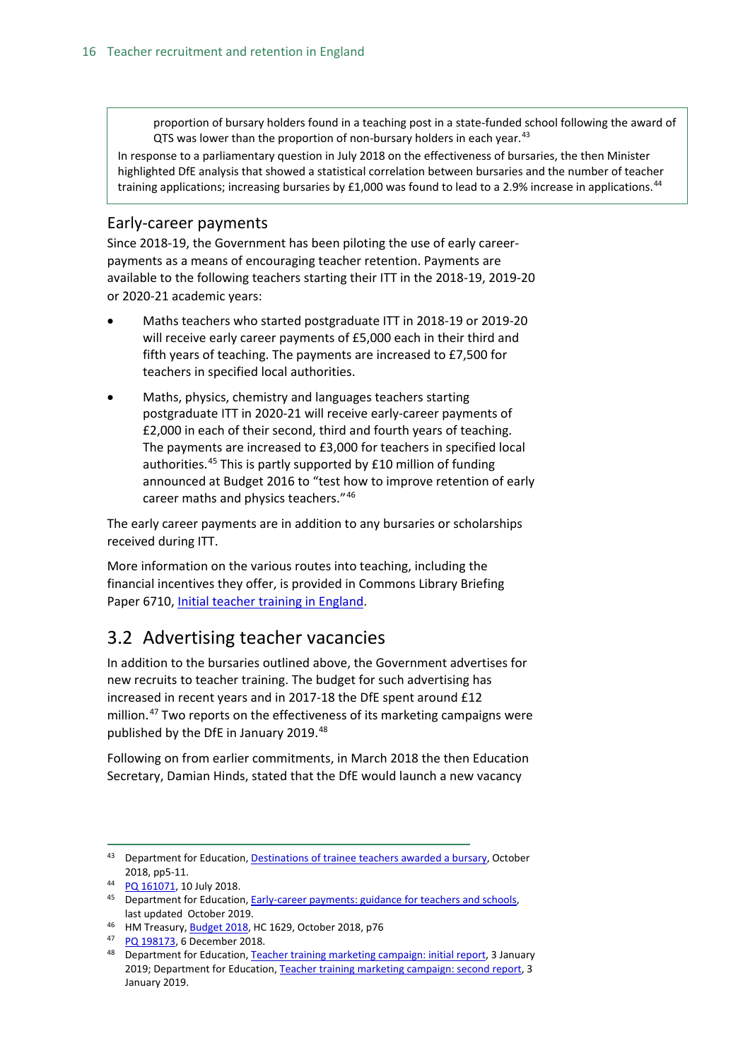proportion of bursary holders found in a teaching post in a state-funded school following the award of QTS was lower than the proportion of non-bursary holders in each year.[43]

In response to a parliamentary question in July 2018 on the effectiveness of bursaries, the then Minister highlighted DfE analysis that showed a statistical correlation between bursaries and the number of teacher training applications; increasing bursaries by £1,000 was found to lead to a 2.9% increase in applications.[44]

### Early-career payments

Since 2018-19, the Government has been piloting the use of early career-payments as a means of encouraging teacher retention. Payments are available to the following teachers starting their ITT in the 2018-19, 2019-20 or 2020-21 academic years:

- Maths teachers who started postgraduate ITT in 2018-19 or 2019-20 will receive early career payments of £5,000 each in their third and fifth years of teaching. The payments are increased to £7,500 for teachers in specified local authorities.
- Maths, physics, chemistry and languages teachers starting postgraduate ITT in 2020-21 will receive early-career payments of £2,000 in each of their second, third and fourth years of teaching. The payments are increased to £3,000 for teachers in specified local authorities.[45] This is partly supported by £10 million of funding announced at Budget 2016 to "test how to improve retention of early career maths and physics teachers."[46]

The early career payments are in addition to any bursaries or scholarships received during ITT.

More information on the various routes into teaching, including the financial incentives they offer, is provided in Commons Library Briefing Paper 6710, Initial teacher training in England.

## 3.2 Advertising teacher vacancies

In addition to the bursaries outlined above, the Government advertises for new recruits to teacher training. The budget for such advertising has increased in recent years and in 2017-18 the DfE spent around £12 million.[47] Two reports on the effectiveness of its marketing campaigns were published by the DfE in January 2019.[48]

Following on from earlier commitments, in March 2018 the then Education Secretary, Damian Hinds, stated that the DfE would launch a new vacancy

---

[43] Department for Education, Destinations of trainee teachers awarded a bursary, October 2018, pp5-11.

[44] PQ 161071, 10 July 2018.

[45] Department for Education, Early-career payments: guidance for teachers and schools, last updated October 2019.

[46] HM Treasury, Budget 2018, HC 1629, October 2018, p76

[47] PQ 198173, 6 December 2018.

[48] Department for Education, Teacher training marketing campaign: initial report, 3 January 2019; Department for Education, Teacher training marketing campaign: second report, 3 January 2019.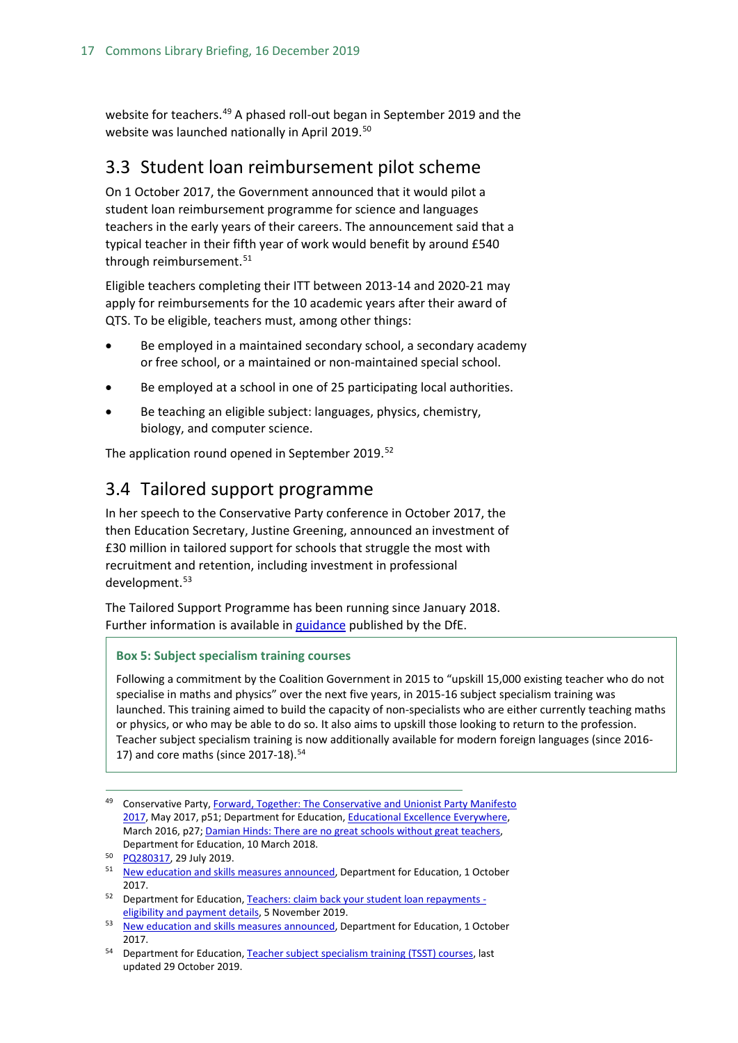website for teachers.[49] A phased roll-out began in September 2019 and the website was launched nationally in April 2019.[50]

## 3.3 Student loan reimbursement pilot scheme

On 1 October 2017, the Government announced that it would pilot a student loan reimbursement programme for science and languages teachers in the early years of their careers. The announcement said that a typical teacher in their fifth year of work would benefit by around £540 through reimbursement.[51]

Eligible teachers completing their ITT between 2013-14 and 2020-21 may apply for reimbursements for the 10 academic years after their award of QTS. To be eligible, teachers must, among other things:

- Be employed in a maintained secondary school, a secondary academy or free school, or a maintained or non-maintained special school.
- Be employed at a school in one of 25 participating local authorities.
- Be teaching an eligible subject: languages, physics, chemistry, biology, and computer science.

The application round opened in September 2019.[52]

## 3.4 Tailored support programme

In her speech to the Conservative Party conference in October 2017, the then Education Secretary, Justine Greening, announced an investment of £30 million in tailored support for schools that struggle the most with recruitment and retention, including investment in professional development.[53]

The Tailored Support Programme has been running since January 2018. Further information is available in guidance published by the DfE.

**Box 5: Subject specialism training courses**

Following a commitment by the Coalition Government in 2015 to "upskill 15,000 existing teacher who do not specialise in maths and physics" over the next five years, in 2015-16 subject specialism training was launched. This training aimed to build the capacity of non-specialists who are either currently teaching maths or physics, or who may be able to do so. It also aims to upskill those looking to return to the profession. Teacher subject specialism training is now additionally available for modern foreign languages (since 2016-17) and core maths (since 2017-18).[54]

---

[49] Conservative Party, Forward, Together: The Conservative and Unionist Party Manifesto 2017, May 2017, p51; Department for Education, Educational Excellence Everywhere, March 2016, p27; Damian Hinds: There are no great schools without great teachers, Department for Education, 10 March 2018.

[50] PQ280317, 29 July 2019.

[51] New education and skills measures announced, Department for Education, 1 October 2017.

[52] Department for Education, Teachers: claim back your student loan repayments - eligibility and payment details, 5 November 2019.

[53] New education and skills measures announced, Department for Education, 1 October 2017.

[54] Department for Education, Teacher subject specialism training (TSST) courses, last updated 29 October 2019.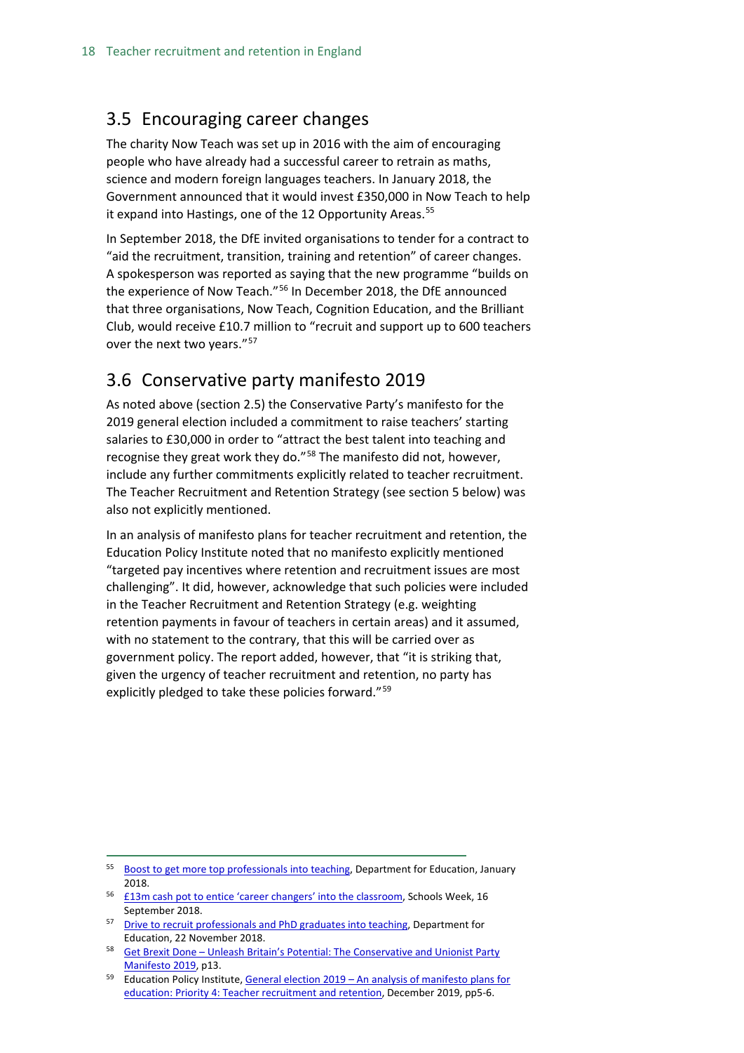## 3.5 Encouraging career changes

The charity Now Teach was set up in 2016 with the aim of encouraging people who have already had a successful career to retrain as maths, science and modern foreign languages teachers. In January 2018, the Government announced that it would invest £350,000 in Now Teach to help it expand into Hastings, one of the 12 Opportunity Areas.[55]

In September 2018, the DfE invited organisations to tender for a contract to "aid the recruitment, transition, training and retention" of career changes. A spokesperson was reported as saying that the new programme "builds on the experience of Now Teach."[56] In December 2018, the DfE announced that three organisations, Now Teach, Cognition Education, and the Brilliant Club, would receive £10.7 million to "recruit and support up to 600 teachers over the next two years."[57]

## 3.6 Conservative party manifesto 2019

As noted above (section 2.5) the Conservative Party's manifesto for the 2019 general election included a commitment to raise teachers' starting salaries to £30,000 in order to "attract the best talent into teaching and recognise they great work they do."[58] The manifesto did not, however, include any further commitments explicitly related to teacher recruitment. The Teacher Recruitment and Retention Strategy (see section 5 below) was also not explicitly mentioned.

In an analysis of manifesto plans for teacher recruitment and retention, the Education Policy Institute noted that no manifesto explicitly mentioned "targeted pay incentives where retention and recruitment issues are most challenging". It did, however, acknowledge that such policies were included in the Teacher Recruitment and Retention Strategy (e.g. weighting retention payments in favour of teachers in certain areas) and it assumed, with no statement to the contrary, that this will be carried over as government policy. The report added, however, that "it is striking that, given the urgency of teacher recruitment and retention, no party has explicitly pledged to take these policies forward."[59]

---

[55] Boost to get more top professionals into teaching, Department for Education, January 2018.

[56] £13m cash pot to entice 'career changers' into the classroom, Schools Week, 16 September 2018.

[57] Drive to recruit professionals and PhD graduates into teaching, Department for Education, 22 November 2018.

[58] Get Brexit Done – Unleash Britain's Potential: The Conservative and Unionist Party Manifesto 2019, p13.

[59] Education Policy Institute, General election 2019 – An analysis of manifesto plans for education: Priority 4: Teacher recruitment and retention, December 2019, pp5-6.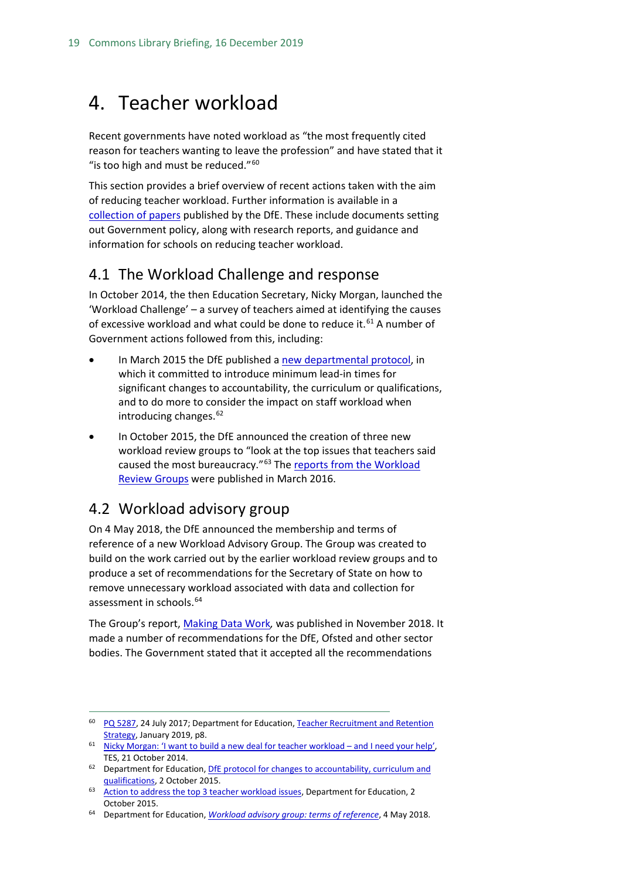# 4. Teacher workload

Recent governments have noted workload as "the most frequently cited reason for teachers wanting to leave the profession" and have stated that it "is too high and must be reduced."[60]

This section provides a brief overview of recent actions taken with the aim of reducing teacher workload. Further information is available in a collection of papers published by the DfE. These include documents setting out Government policy, along with research reports, and guidance and information for schools on reducing teacher workload.

## 4.1 The Workload Challenge and response

In October 2014, the then Education Secretary, Nicky Morgan, launched the 'Workload Challenge' – a survey of teachers aimed at identifying the causes of excessive workload and what could be done to reduce it.[61] A number of Government actions followed from this, including:

- In March 2015 the DfE published a new departmental protocol, in which it committed to introduce minimum lead-in times for significant changes to accountability, the curriculum or qualifications, and to do more to consider the impact on staff workload when introducing changes.[62]
- In October 2015, the DfE announced the creation of three new workload review groups to "look at the top issues that teachers said caused the most bureaucracy."[63] The reports from the Workload Review Groups were published in March 2016.

## 4.2 Workload advisory group

On 4 May 2018, the DfE announced the membership and terms of reference of a new Workload Advisory Group. The Group was created to build on the work carried out by the earlier workload review groups and to produce a set of recommendations for the Secretary of State on how to remove unnecessary workload associated with data and collection for assessment in schools.[64]

The Group's report, *Making Data Work*, was published in November 2018. It made a number of recommendations for the DfE, Ofsted and other sector bodies. The Government stated that it accepted all the recommendations

---

[60] PQ 5287, 24 July 2017; Department for Education, Teacher Recruitment and Retention Strategy, January 2019, p8.

[61] Nicky Morgan: 'I want to build a new deal for teacher workload – and I need your help', TES, 21 October 2014.

[62] Department for Education, DfE protocol for changes to accountability, curriculum and qualifications, 2 October 2015.

[63] Action to address the top 3 teacher workload issues, Department for Education, 2 October 2015.

[64] Department for Education, *Workload advisory group: terms of reference*, 4 May 2018.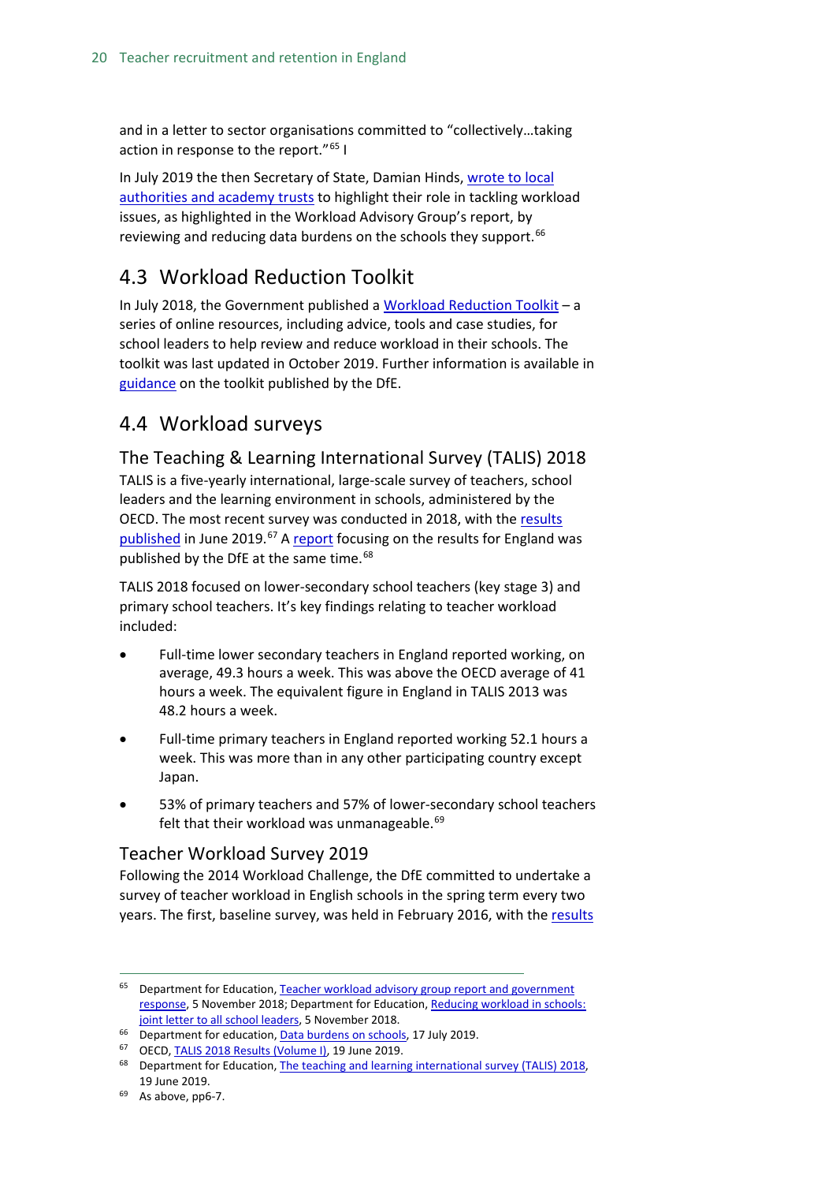and in a letter to sector organisations committed to "collectively…taking action in response to the report."[65] I

In July 2019 the then Secretary of State, Damian Hinds, wrote to local authorities and academy trusts to highlight their role in tackling workload issues, as highlighted in the Workload Advisory Group's report, by reviewing and reducing data burdens on the schools they support.[66]

## 4.3 Workload Reduction Toolkit

In July 2018, the Government published a Workload Reduction Toolkit – a series of online resources, including advice, tools and case studies, for school leaders to help review and reduce workload in their schools. The toolkit was last updated in October 2019. Further information is available in guidance on the toolkit published by the DfE.

## 4.4 Workload surveys

### The Teaching & Learning International Survey (TALIS) 2018

TALIS is a five-yearly international, large-scale survey of teachers, school leaders and the learning environment in schools, administered by the OECD. The most recent survey was conducted in 2018, with the results published in June 2019.[67] A report focusing on the results for England was published by the DfE at the same time.[68]

TALIS 2018 focused on lower-secondary school teachers (key stage 3) and primary school teachers. It's key findings relating to teacher workload included:

- Full-time lower secondary teachers in England reported working, on average, 49.3 hours a week. This was above the OECD average of 41 hours a week. The equivalent figure in England in TALIS 2013 was 48.2 hours a week.
- Full-time primary teachers in England reported working 52.1 hours a week. This was more than in any other participating country except Japan.
- 53% of primary teachers and 57% of lower-secondary school teachers felt that their workload was unmanageable.[69]

### Teacher Workload Survey 2019

Following the 2014 Workload Challenge, the DfE committed to undertake a survey of teacher workload in English schools in the spring term every two years. The first, baseline survey, was held in February 2016, with the results

---

[65] Department for Education, Teacher workload advisory group report and government response, 5 November 2018; Department for Education, Reducing workload in schools: joint letter to all school leaders, 5 November 2018.

[66] Department for education, Data burdens on schools, 17 July 2019.

[67] OECD, TALIS 2018 Results (Volume I), 19 June 2019.

[68] Department for Education, The teaching and learning international survey (TALIS) 2018, 19 June 2019.

[69] As above, pp6-7.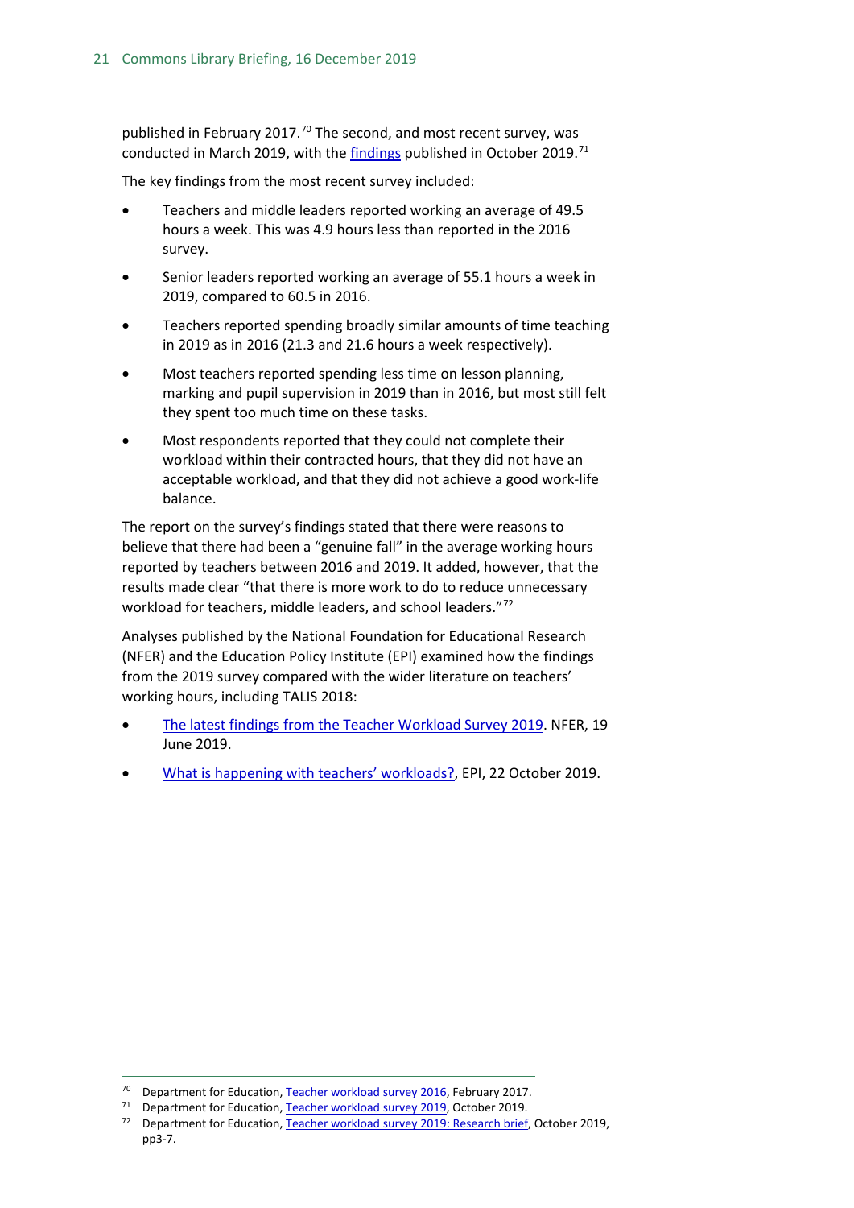published in February 2017.[70] The second, and most recent survey, was conducted in March 2019, with the findings published in October 2019.[71]

The key findings from the most recent survey included:

- Teachers and middle leaders reported working an average of 49.5 hours a week. This was 4.9 hours less than reported in the 2016 survey.
- Senior leaders reported working an average of 55.1 hours a week in 2019, compared to 60.5 in 2016.
- Teachers reported spending broadly similar amounts of time teaching in 2019 as in 2016 (21.3 and 21.6 hours a week respectively).
- Most teachers reported spending less time on lesson planning, marking and pupil supervision in 2019 than in 2016, but most still felt they spent too much time on these tasks.
- Most respondents reported that they could not complete their workload within their contracted hours, that they did not have an acceptable workload, and that they did not achieve a good work-life balance.

The report on the survey's findings stated that there were reasons to believe that there had been a "genuine fall" in the average working hours reported by teachers between 2016 and 2019. It added, however, that the results made clear "that there is more work to do to reduce unnecessary workload for teachers, middle leaders, and school leaders."[72]

Analyses published by the National Foundation for Educational Research (NFER) and the Education Policy Institute (EPI) examined how the findings from the 2019 survey compared with the wider literature on teachers' working hours, including TALIS 2018:

- The latest findings from the Teacher Workload Survey 2019. NFER, 19 June 2019.
- What is happening with teachers' workloads?, EPI, 22 October 2019.

---

[70] Department for Education, Teacher workload survey 2016, February 2017.

[71] Department for Education, Teacher workload survey 2019, October 2019.

[72] Department for Education, Teacher workload survey 2019: Research brief, October 2019, pp3-7.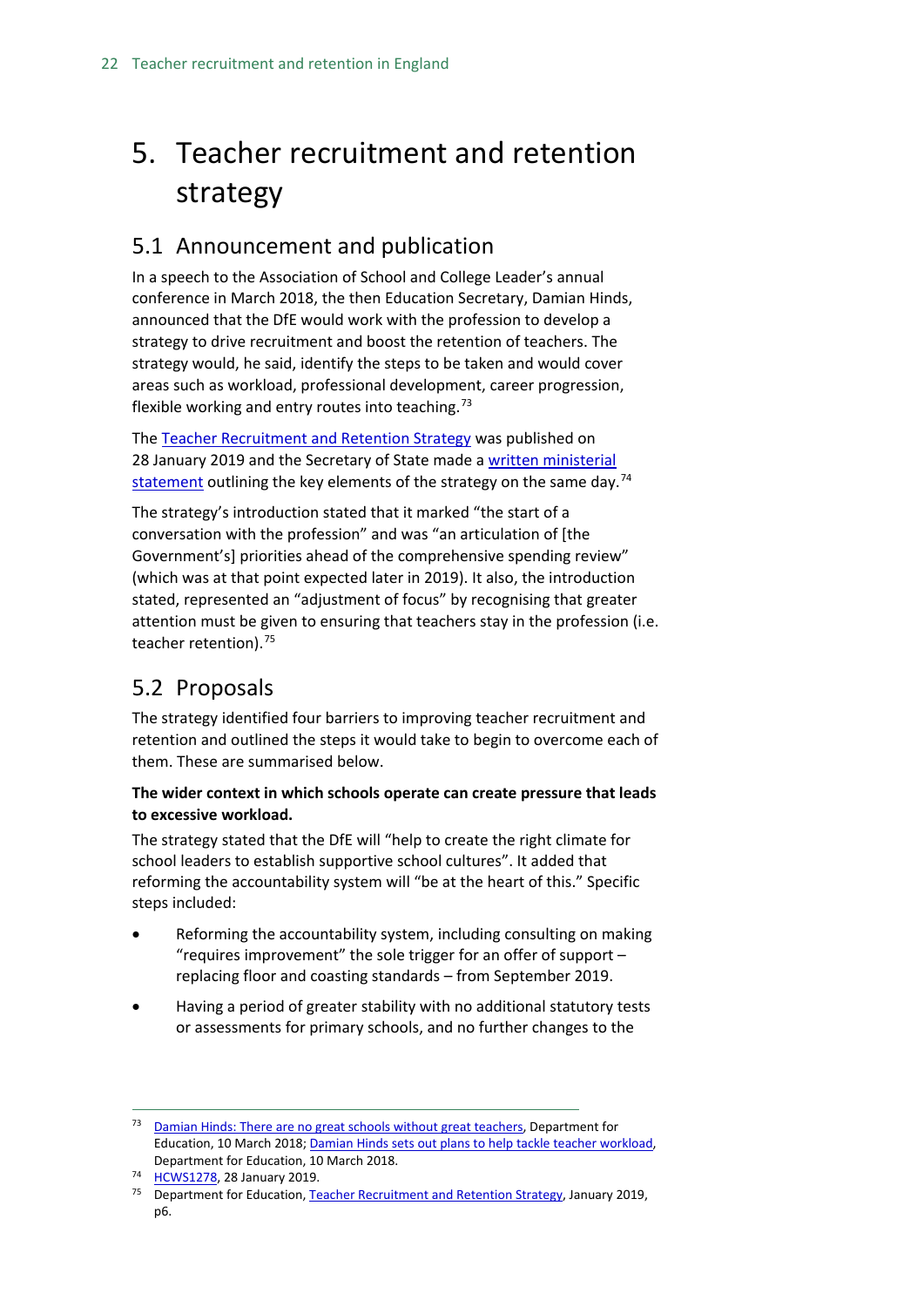# 5. Teacher recruitment and retention strategy

## 5.1 Announcement and publication

In a speech to the Association of School and College Leader's annual conference in March 2018, the then Education Secretary, Damian Hinds, announced that the DfE would work with the profession to develop a strategy to drive recruitment and boost the retention of teachers. The strategy would, he said, identify the steps to be taken and would cover areas such as workload, professional development, career progression, flexible working and entry routes into teaching.[73]

The Teacher Recruitment and Retention Strategy was published on 28 January 2019 and the Secretary of State made a written ministerial statement outlining the key elements of the strategy on the same day.[74]

The strategy's introduction stated that it marked "the start of a conversation with the profession" and was "an articulation of [the Government's] priorities ahead of the comprehensive spending review" (which was at that point expected later in 2019). It also, the introduction stated, represented an "adjustment of focus" by recognising that greater attention must be given to ensuring that teachers stay in the profession (i.e. teacher retention).[75]

## 5.2 Proposals

The strategy identified four barriers to improving teacher recruitment and retention and outlined the steps it would take to begin to overcome each of them. These are summarised below.

**The wider context in which schools operate can create pressure that leads to excessive workload.**

The strategy stated that the DfE will "help to create the right climate for school leaders to establish supportive school cultures". It added that reforming the accountability system will "be at the heart of this." Specific steps included:

- Reforming the accountability system, including consulting on making "requires improvement" the sole trigger for an offer of support – replacing floor and coasting standards – from September 2019.
- Having a period of greater stability with no additional statutory tests or assessments for primary schools, and no further changes to the

---

[73] Damian Hinds: There are no great schools without great teachers, Department for Education, 10 March 2018; Damian Hinds sets out plans to help tackle teacher workload, Department for Education, 10 March 2018.

[74] HCWS1278, 28 January 2019.

[75] Department for Education, Teacher Recruitment and Retention Strategy, January 2019, p6.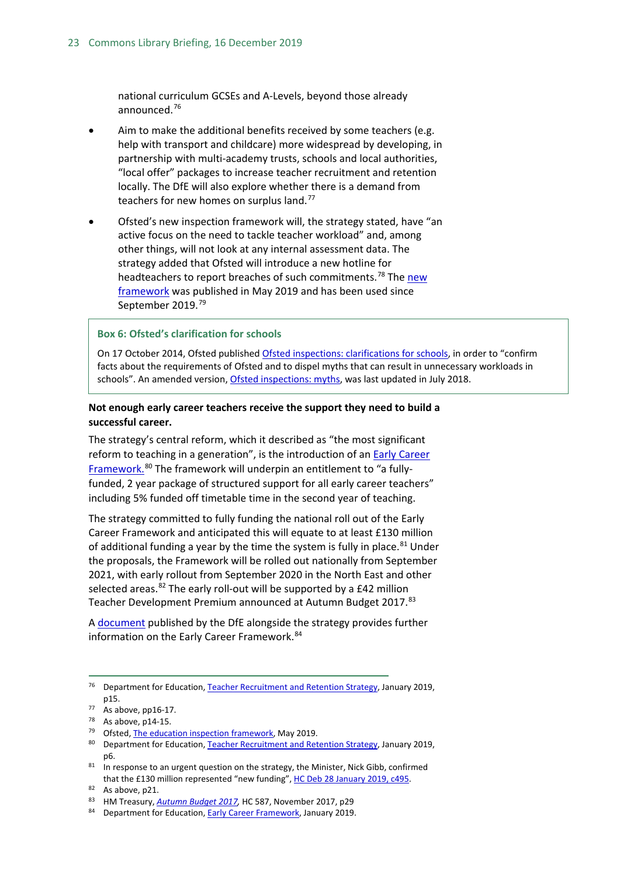national curriculum GCSEs and A-Levels, beyond those already announced.[76]

- Aim to make the additional benefits received by some teachers (e.g. help with transport and childcare) more widespread by developing, in partnership with multi-academy trusts, schools and local authorities, "local offer" packages to increase teacher recruitment and retention locally. The DfE will also explore whether there is a demand from teachers for new homes on surplus land.[77]
- Ofsted's new inspection framework will, the strategy stated, have "an active focus on the need to tackle teacher workload" and, among other things, will not look at any internal assessment data. The strategy added that Ofsted will introduce a new hotline for headteachers to report breaches of such commitments.[78] The new framework was published in May 2019 and has been used since September 2019.[79]

> **Box 6: Ofsted's clarification for schools**
>
> On 17 October 2014, Ofsted published Ofsted inspections: clarifications for schools, in order to "confirm facts about the requirements of Ofsted and to dispel myths that can result in unnecessary workloads in schools". An amended version, Ofsted inspections: myths, was last updated in July 2018.

**Not enough early career teachers receive the support they need to build a successful career.**

The strategy's central reform, which it described as "the most significant reform to teaching in a generation", is the introduction of an Early Career Framework.[80] The framework will underpin an entitlement to "a fully-funded, 2 year package of structured support for all early career teachers" including 5% funded off timetable time in the second year of teaching.

The strategy committed to fully funding the national roll out of the Early Career Framework and anticipated this will equate to at least £130 million of additional funding a year by the time the system is fully in place.[81] Under the proposals, the Framework will be rolled out nationally from September 2021, with early rollout from September 2020 in the North East and other selected areas.[82] The early roll-out will be supported by a £42 million Teacher Development Premium announced at Autumn Budget 2017.[83]

A document published by the DfE alongside the strategy provides further information on the Early Career Framework.[84]

---

[76] Department for Education, Teacher Recruitment and Retention Strategy, January 2019, p15.

[77] As above, pp16-17.

[78] As above, p14-15.

[79] Ofsted, The education inspection framework, May 2019.

[80] Department for Education, Teacher Recruitment and Retention Strategy, January 2019, p6.

[81] In response to an urgent question on the strategy, the Minister, Nick Gibb, confirmed that the £130 million represented "new funding", HC Deb 28 January 2019, c495.

[82] As above, p21.

[83] HM Treasury, *Autumn Budget 2017*, HC 587, November 2017, p29

[84] Department for Education, Early Career Framework, January 2019.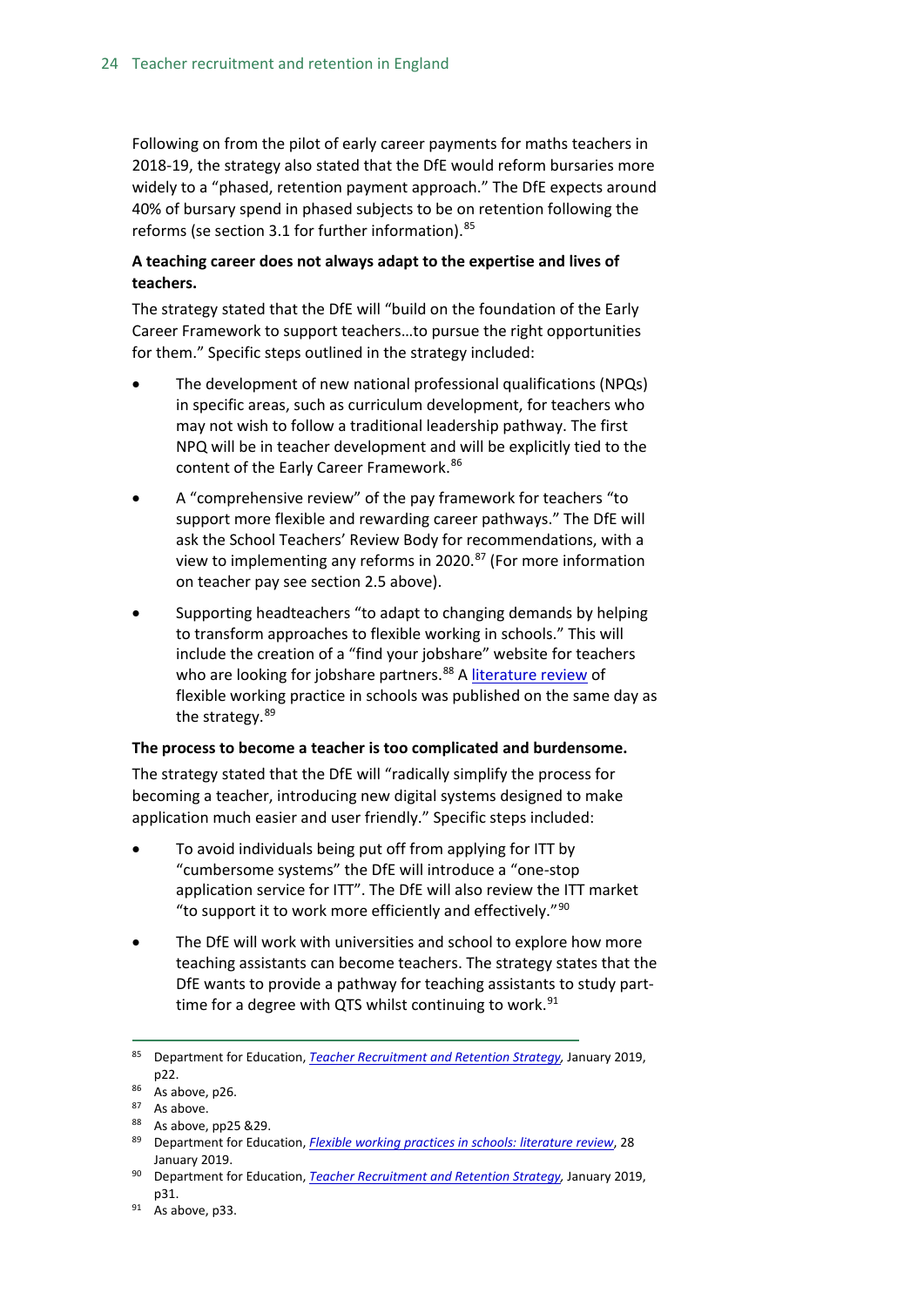Following on from the pilot of early career payments for maths teachers in 2018-19, the strategy also stated that the DfE would reform bursaries more widely to a "phased, retention payment approach." The DfE expects around 40% of bursary spend in phased subjects to be on retention following the reforms (se section 3.1 for further information).[85]

**A teaching career does not always adapt to the expertise and lives of teachers.**

The strategy stated that the DfE will "build on the foundation of the Early Career Framework to support teachers…to pursue the right opportunities for them." Specific steps outlined in the strategy included:

- The development of new national professional qualifications (NPQs) in specific areas, such as curriculum development, for teachers who may not wish to follow a traditional leadership pathway. The first NPQ will be in teacher development and will be explicitly tied to the content of the Early Career Framework.[86]
- A "comprehensive review" of the pay framework for teachers "to support more flexible and rewarding career pathways." The DfE will ask the School Teachers' Review Body for recommendations, with a view to implementing any reforms in 2020.[87] (For more information on teacher pay see section 2.5 above).
- Supporting headteachers "to adapt to changing demands by helping to transform approaches to flexible working in schools." This will include the creation of a "find your jobshare" website for teachers who are looking for jobshare partners.[88] A literature review of flexible working practice in schools was published on the same day as the strategy.[89]

**The process to become a teacher is too complicated and burdensome.**

The strategy stated that the DfE will "radically simplify the process for becoming a teacher, introducing new digital systems designed to make application much easier and user friendly." Specific steps included:

- To avoid individuals being put off from applying for ITT by "cumbersome systems" the DfE will introduce a "one-stop application service for ITT". The DfE will also review the ITT market "to support it to work more efficiently and effectively."[90]
- The DfE will work with universities and school to explore how more teaching assistants can become teachers. The strategy states that the DfE wants to provide a pathway for teaching assistants to study part-time for a degree with QTS whilst continuing to work.[91]

---

85 Department for Education, *Teacher Recruitment and Retention Strategy*, January 2019, p22.
86 As above, p26.
87 As above.
88 As above, pp25 &29.
89 Department for Education, *Flexible working practices in schools: literature review*, 28 January 2019.
90 Department for Education, *Teacher Recruitment and Retention Strategy*, January 2019, p31.
91 As above, p33.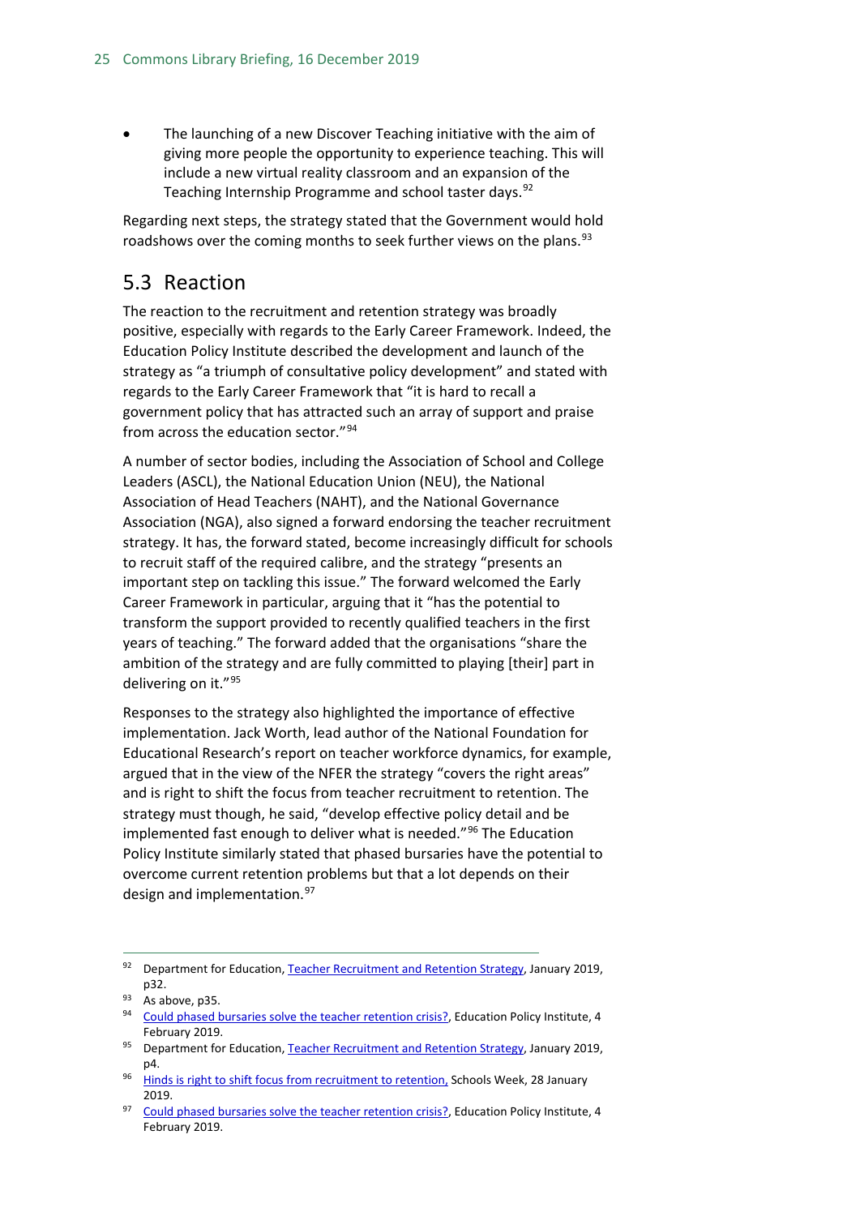- The launching of a new Discover Teaching initiative with the aim of giving more people the opportunity to experience teaching. This will include a new virtual reality classroom and an expansion of the Teaching Internship Programme and school taster days.[92]

Regarding next steps, the strategy stated that the Government would hold roadshows over the coming months to seek further views on the plans.[93]

## 5.3 Reaction

The reaction to the recruitment and retention strategy was broadly positive, especially with regards to the Early Career Framework. Indeed, the Education Policy Institute described the development and launch of the strategy as "a triumph of consultative policy development" and stated with regards to the Early Career Framework that "it is hard to recall a government policy that has attracted such an array of support and praise from across the education sector."[94]

A number of sector bodies, including the Association of School and College Leaders (ASCL), the National Education Union (NEU), the National Association of Head Teachers (NAHT), and the National Governance Association (NGA), also signed a forward endorsing the teacher recruitment strategy. It has, the forward stated, become increasingly difficult for schools to recruit staff of the required calibre, and the strategy "presents an important step on tackling this issue." The forward welcomed the Early Career Framework in particular, arguing that it "has the potential to transform the support provided to recently qualified teachers in the first years of teaching." The forward added that the organisations "share the ambition of the strategy and are fully committed to playing [their] part in delivering on it."[95]

Responses to the strategy also highlighted the importance of effective implementation. Jack Worth, lead author of the National Foundation for Educational Research's report on teacher workforce dynamics, for example, argued that in the view of the NFER the strategy "covers the right areas" and is right to shift the focus from teacher recruitment to retention. The strategy must though, he said, "develop effective policy detail and be implemented fast enough to deliver what is needed."[96] The Education Policy Institute similarly stated that phased bursaries have the potential to overcome current retention problems but that a lot depends on their design and implementation.[97]

---

[92] Department for Education, Teacher Recruitment and Retention Strategy, January 2019, p32.

[93] As above, p35.

[94] Could phased bursaries solve the teacher retention crisis?, Education Policy Institute, 4 February 2019.

[95] Department for Education, Teacher Recruitment and Retention Strategy, January 2019, p4.

[96] Hinds is right to shift focus from recruitment to retention, Schools Week, 28 January 2019.

[97] Could phased bursaries solve the teacher retention crisis?, Education Policy Institute, 4 February 2019.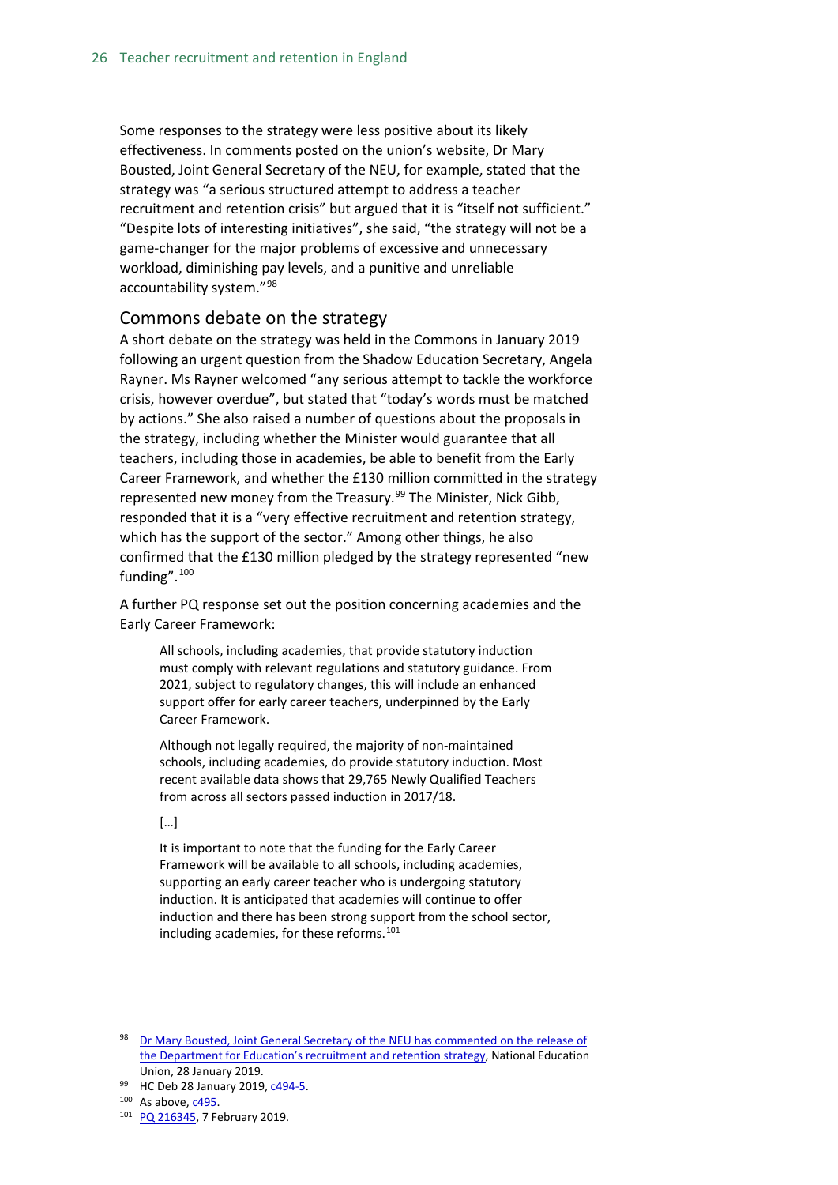Some responses to the strategy were less positive about its likely effectiveness. In comments posted on the union's website, Dr Mary Bousted, Joint General Secretary of the NEU, for example, stated that the strategy was "a serious structured attempt to address a teacher recruitment and retention crisis" but argued that it is "itself not sufficient." "Despite lots of interesting initiatives", she said, "the strategy will not be a game-changer for the major problems of excessive and unnecessary workload, diminishing pay levels, and a punitive and unreliable accountability system."[98]

## Commons debate on the strategy

A short debate on the strategy was held in the Commons in January 2019 following an urgent question from the Shadow Education Secretary, Angela Rayner. Ms Rayner welcomed "any serious attempt to tackle the workforce crisis, however overdue", but stated that "today's words must be matched by actions." She also raised a number of questions about the proposals in the strategy, including whether the Minister would guarantee that all teachers, including those in academies, be able to benefit from the Early Career Framework, and whether the £130 million committed in the strategy represented new money from the Treasury.[99] The Minister, Nick Gibb, responded that it is a "very effective recruitment and retention strategy, which has the support of the sector." Among other things, he also confirmed that the £130 million pledged by the strategy represented "new funding".[100]

A further PQ response set out the position concerning academies and the Early Career Framework:

> All schools, including academies, that provide statutory induction must comply with relevant regulations and statutory guidance. From 2021, subject to regulatory changes, this will include an enhanced support offer for early career teachers, underpinned by the Early Career Framework.
>
> Although not legally required, the majority of non-maintained schools, including academies, do provide statutory induction. Most recent available data shows that 29,765 Newly Qualified Teachers from across all sectors passed induction in 2017/18.
>
> […]
>
> It is important to note that the funding for the Early Career Framework will be available to all schools, including academies, supporting an early career teacher who is undergoing statutory induction. It is anticipated that academies will continue to offer induction and there has been strong support from the school sector, including academies, for these reforms.[101]

---

[98] Dr Mary Bousted, Joint General Secretary of the NEU has commented on the release of the Department for Education's recruitment and retention strategy, National Education Union, 28 January 2019.

[99] HC Deb 28 January 2019, c494-5.

[100] As above, c495.

[101] PQ 216345, 7 February 2019.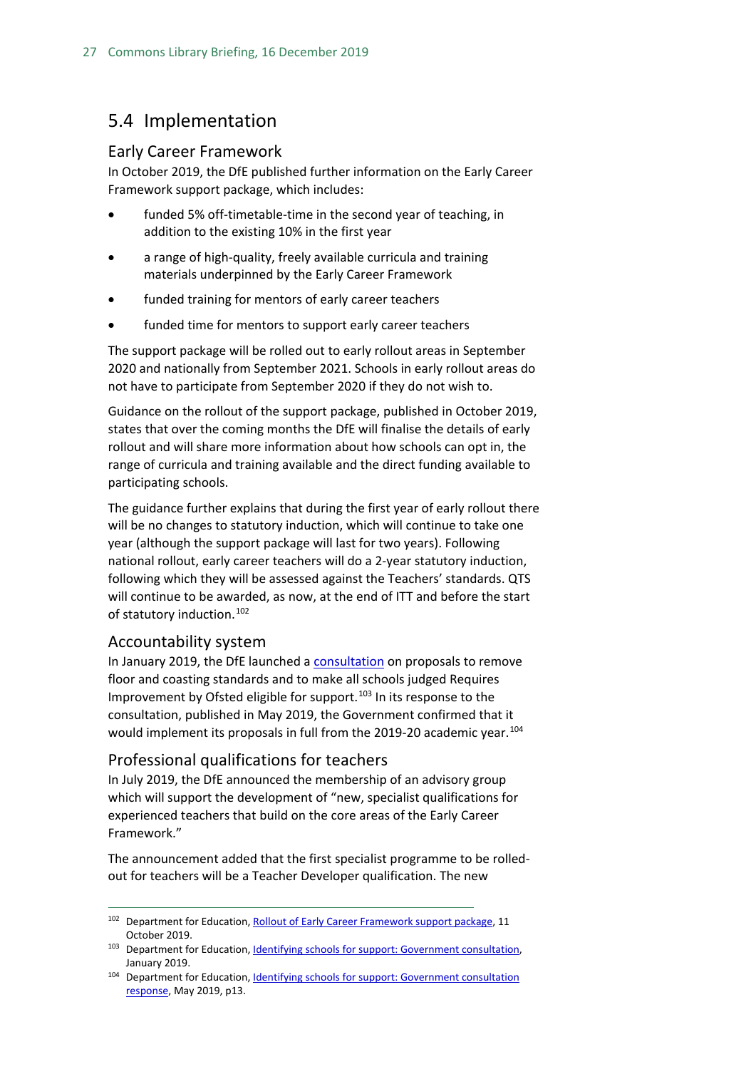## 5.4 Implementation

### Early Career Framework

In October 2019, the DfE published further information on the Early Career Framework support package, which includes:

- funded 5% off-timetable-time in the second year of teaching, in addition to the existing 10% in the first year
- a range of high-quality, freely available curricula and training materials underpinned by the Early Career Framework
- funded training for mentors of early career teachers
- funded time for mentors to support early career teachers

The support package will be rolled out to early rollout areas in September 2020 and nationally from September 2021. Schools in early rollout areas do not have to participate from September 2020 if they do not wish to.

Guidance on the rollout of the support package, published in October 2019, states that over the coming months the DfE will finalise the details of early rollout and will share more information about how schools can opt in, the range of curricula and training available and the direct funding available to participating schools.

The guidance further explains that during the first year of early rollout there will be no changes to statutory induction, which will continue to take one year (although the support package will last for two years). Following national rollout, early career teachers will do a 2-year statutory induction, following which they will be assessed against the Teachers' standards. QTS will continue to be awarded, as now, at the end of ITT and before the start of statutory induction.[102]

### Accountability system

In January 2019, the DfE launched a consultation on proposals to remove floor and coasting standards and to make all schools judged Requires Improvement by Ofsted eligible for support.[103] In its response to the consultation, published in May 2019, the Government confirmed that it would implement its proposals in full from the 2019-20 academic year.[104]

### Professional qualifications for teachers

In July 2019, the DfE announced the membership of an advisory group which will support the development of "new, specialist qualifications for experienced teachers that build on the core areas of the Early Career Framework."

The announcement added that the first specialist programme to be rolled-out for teachers will be a Teacher Developer qualification. The new

---

[102] Department for Education, Rollout of Early Career Framework support package, 11 October 2019.

[103] Department for Education, Identifying schools for support: Government consultation, January 2019.

[104] Department for Education, Identifying schools for support: Government consultation response, May 2019, p13.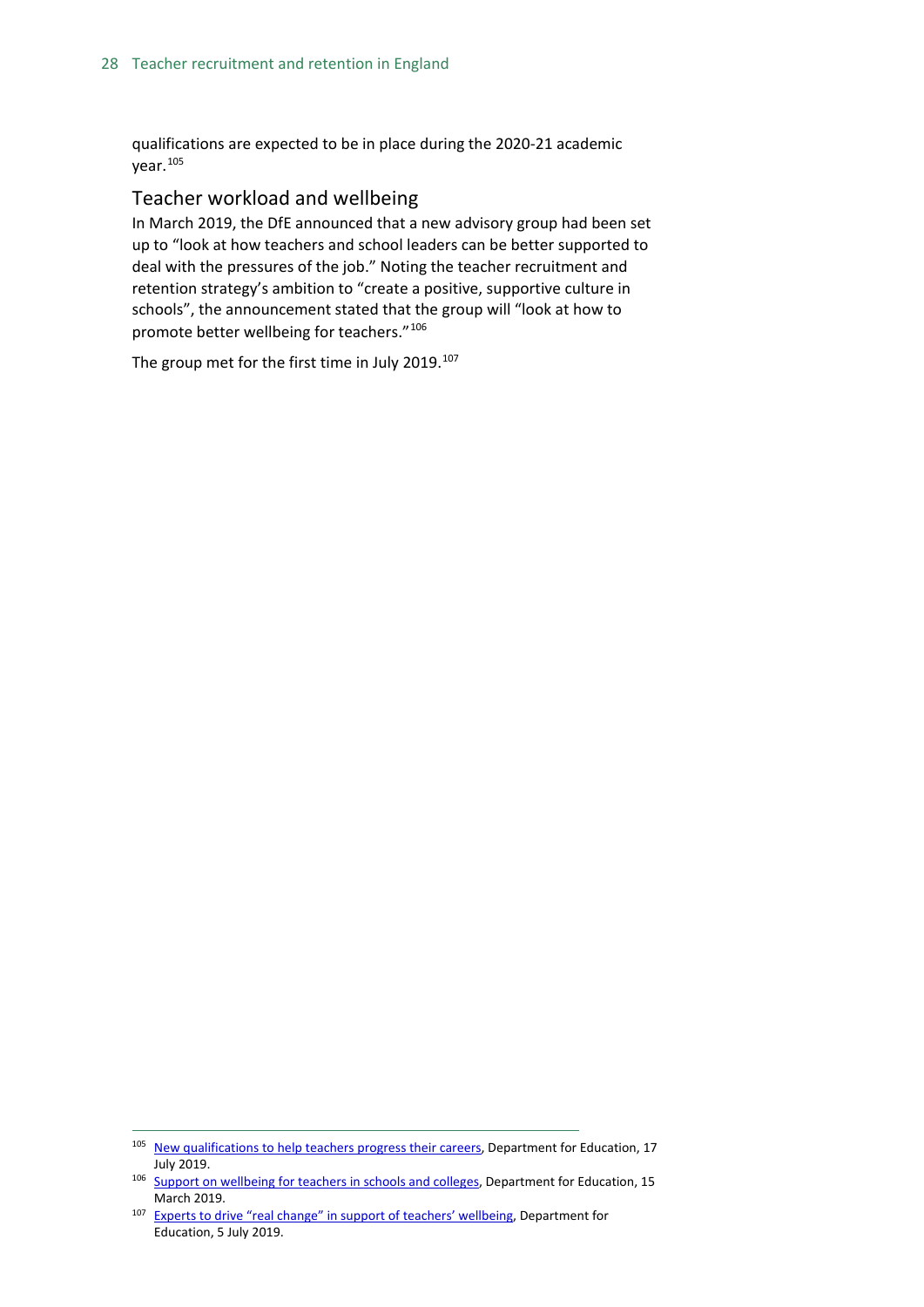qualifications are expected to be in place during the 2020-21 academic year.[105]

### Teacher workload and wellbeing

In March 2019, the DfE announced that a new advisory group had been set up to "look at how teachers and school leaders can be better supported to deal with the pressures of the job." Noting the teacher recruitment and retention strategy's ambition to "create a positive, supportive culture in schools", the announcement stated that the group will "look at how to promote better wellbeing for teachers."[106]

The group met for the first time in July 2019.[107]

---

[105] New qualifications to help teachers progress their careers, Department for Education, 17 July 2019.

[106] Support on wellbeing for teachers in schools and colleges, Department for Education, 15 March 2019.

[107] Experts to drive "real change" in support of teachers' wellbeing, Department for Education, 5 July 2019.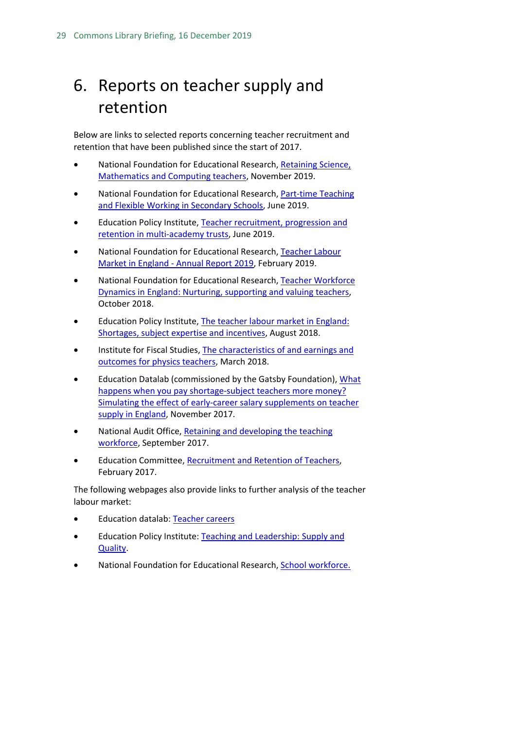# 6. Reports on teacher supply and retention

Below are links to selected reports concerning teacher recruitment and retention that have been published since the start of 2017.

- National Foundation for Educational Research, Retaining Science, Mathematics and Computing teachers, November 2019.
- National Foundation for Educational Research, Part-time Teaching and Flexible Working in Secondary Schools, June 2019.
- Education Policy Institute, Teacher recruitment, progression and retention in multi-academy trusts, June 2019.
- National Foundation for Educational Research, Teacher Labour Market in England - Annual Report 2019, February 2019.
- National Foundation for Educational Research, Teacher Workforce Dynamics in England: Nurturing, supporting and valuing teachers, October 2018.
- Education Policy Institute, The teacher labour market in England: Shortages, subject expertise and incentives, August 2018.
- Institute for Fiscal Studies, The characteristics of and earnings and outcomes for physics teachers, March 2018.
- Education Datalab (commissioned by the Gatsby Foundation), What happens when you pay shortage-subject teachers more money? Simulating the effect of early-career salary supplements on teacher supply in England, November 2017.
- National Audit Office, Retaining and developing the teaching workforce, September 2017.
- Education Committee, Recruitment and Retention of Teachers, February 2017.

The following webpages also provide links to further analysis of the teacher labour market:

- Education datalab: Teacher careers
- Education Policy Institute: Teaching and Leadership: Supply and Quality.
- National Foundation for Educational Research, School workforce.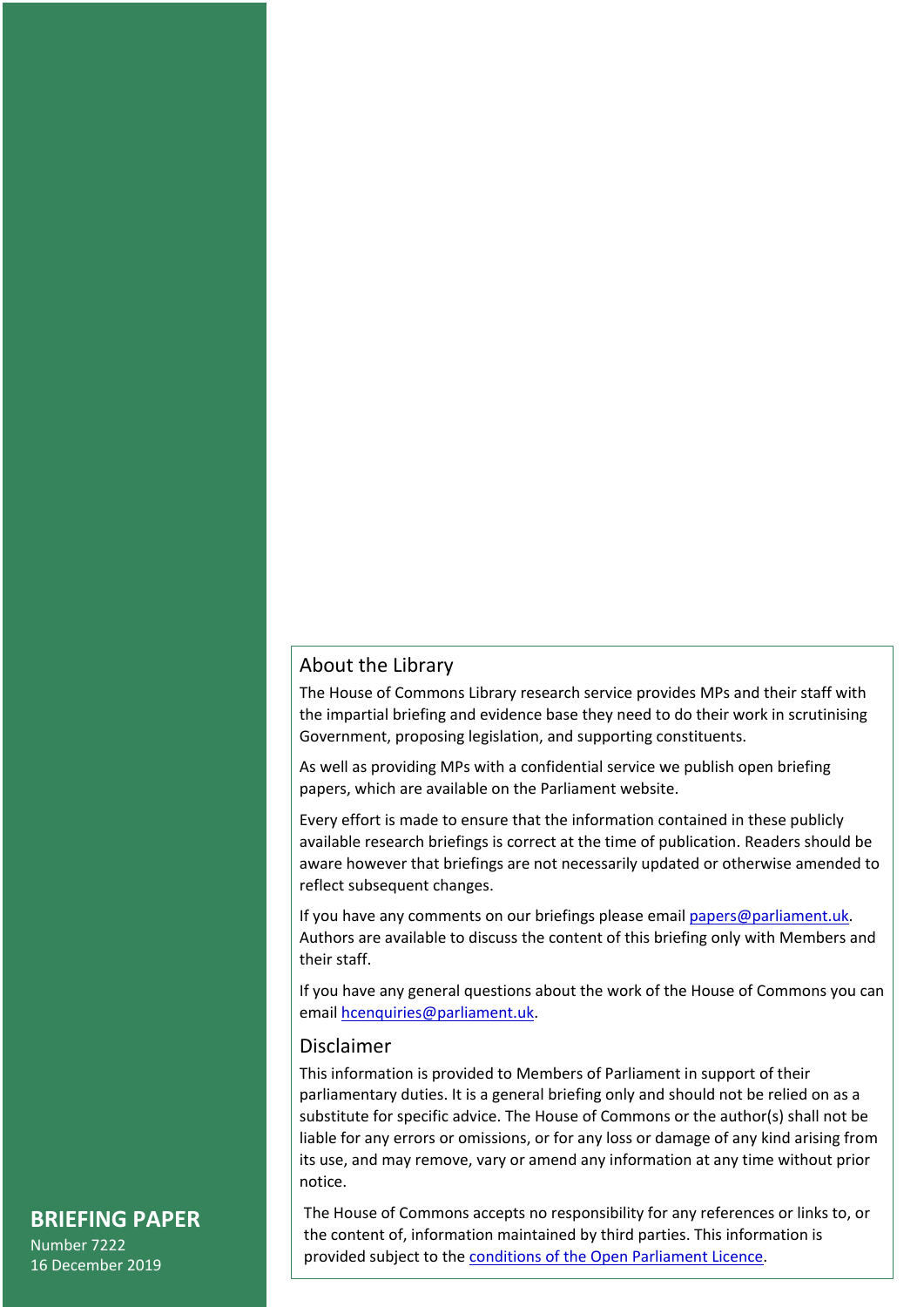## About the Library

The House of Commons Library research service provides MPs and their staff with the impartial briefing and evidence base they need to do their work in scrutinising Government, proposing legislation, and supporting constituents.

As well as providing MPs with a confidential service we publish open briefing papers, which are available on the Parliament website.

Every effort is made to ensure that the information contained in these publicly available research briefings is correct at the time of publication. Readers should be aware however that briefings are not necessarily updated or otherwise amended to reflect subsequent changes.

If you have any comments on our briefings please email papers@parliament.uk. Authors are available to discuss the content of this briefing only with Members and their staff.

If you have any general questions about the work of the House of Commons you can email hcenquiries@parliament.uk.

## Disclaimer

This information is provided to Members of Parliament in support of their parliamentary duties. It is a general briefing only and should not be relied on as a substitute for specific advice. The House of Commons or the author(s) shall not be liable for any errors or omissions, or for any loss or damage of any kind arising from its use, and may remove, vary or amend any information at any time without prior notice.

The House of Commons accepts no responsibility for any references or links to, or the content of, information maintained by third parties. This information is provided subject to the conditions of the Open Parliament Licence.

**BRIEFING PAPER**

Number 7222

16 December 2019